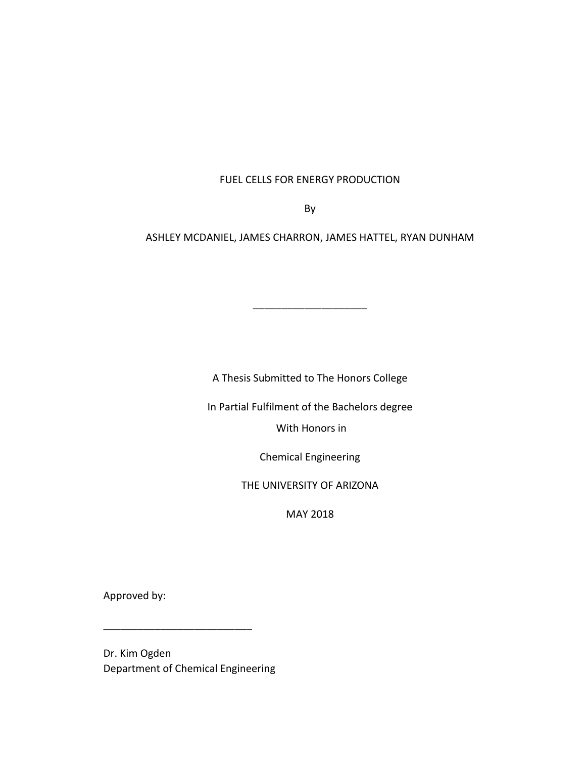# FUEL CELLS FOR ENERGY PRODUCTION

By

ASHLEY MCDANIEL, JAMES CHARRON, JAMES HATTEL, RYAN DUNHAM

____________________

A Thesis Submitted to The Honors College

In Partial Fulfilment of the Bachelors degree

With Honors in

Chemical Engineering

THE UNIVERSITY OF ARIZONA

MAY 2018

Approved by:

__________________________

Dr. Kim Ogden
Department of Chemical Engineering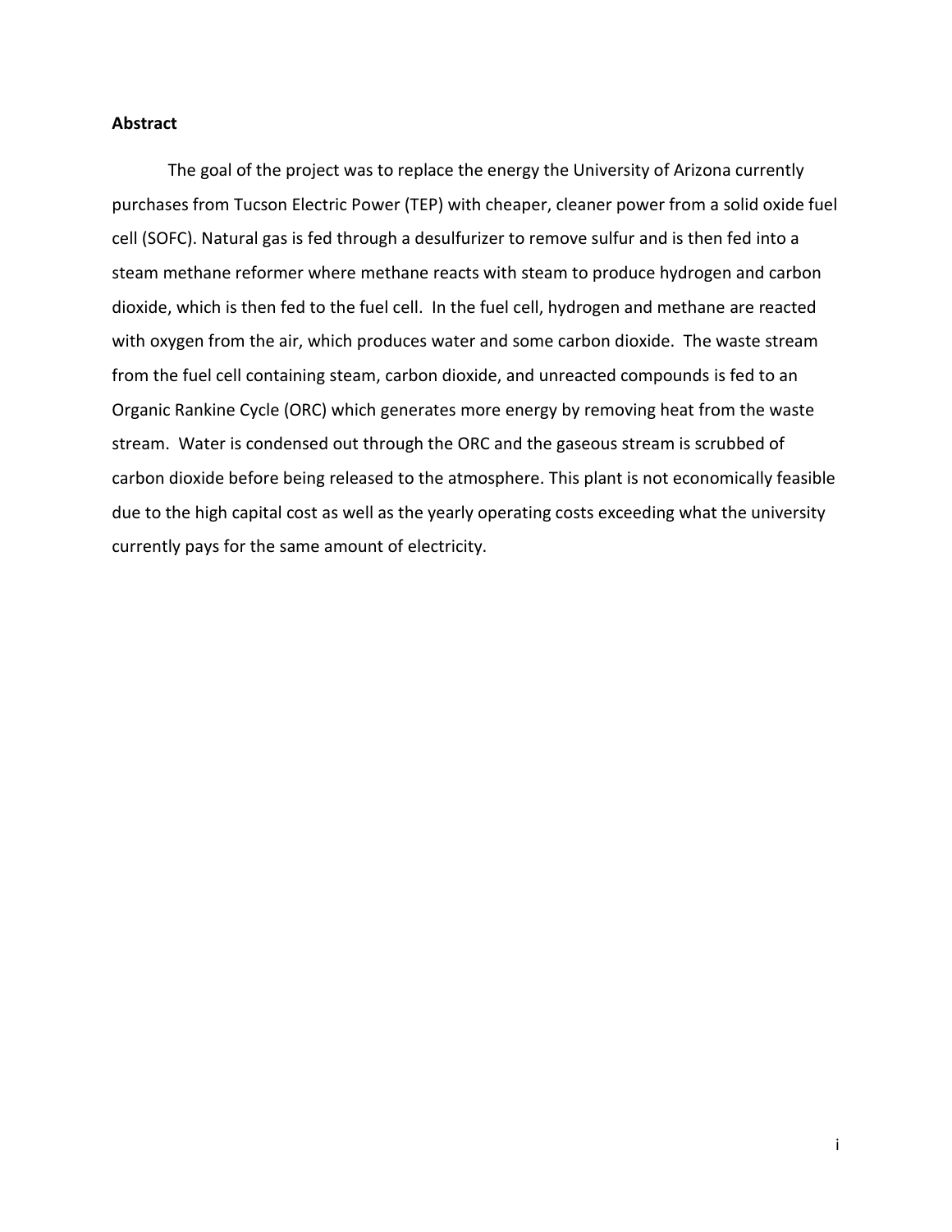## Abstract

The goal of the project was to replace the energy the University of Arizona currently purchases from Tucson Electric Power (TEP) with cheaper, cleaner power from a solid oxide fuel cell (SOFC). Natural gas is fed through a desulfurizer to remove sulfur and is then fed into a steam methane reformer where methane reacts with steam to produce hydrogen and carbon dioxide, which is then fed to the fuel cell. In the fuel cell, hydrogen and methane are reacted with oxygen from the air, which produces water and some carbon dioxide. The waste stream from the fuel cell containing steam, carbon dioxide, and unreacted compounds is fed to an Organic Rankine Cycle (ORC) which generates more energy by removing heat from the waste stream. Water is condensed out through the ORC and the gaseous stream is scrubbed of carbon dioxide before being released to the atmosphere. This plant is not economically feasible due to the high capital cost as well as the yearly operating costs exceeding what the university currently pays for the same amount of electricity.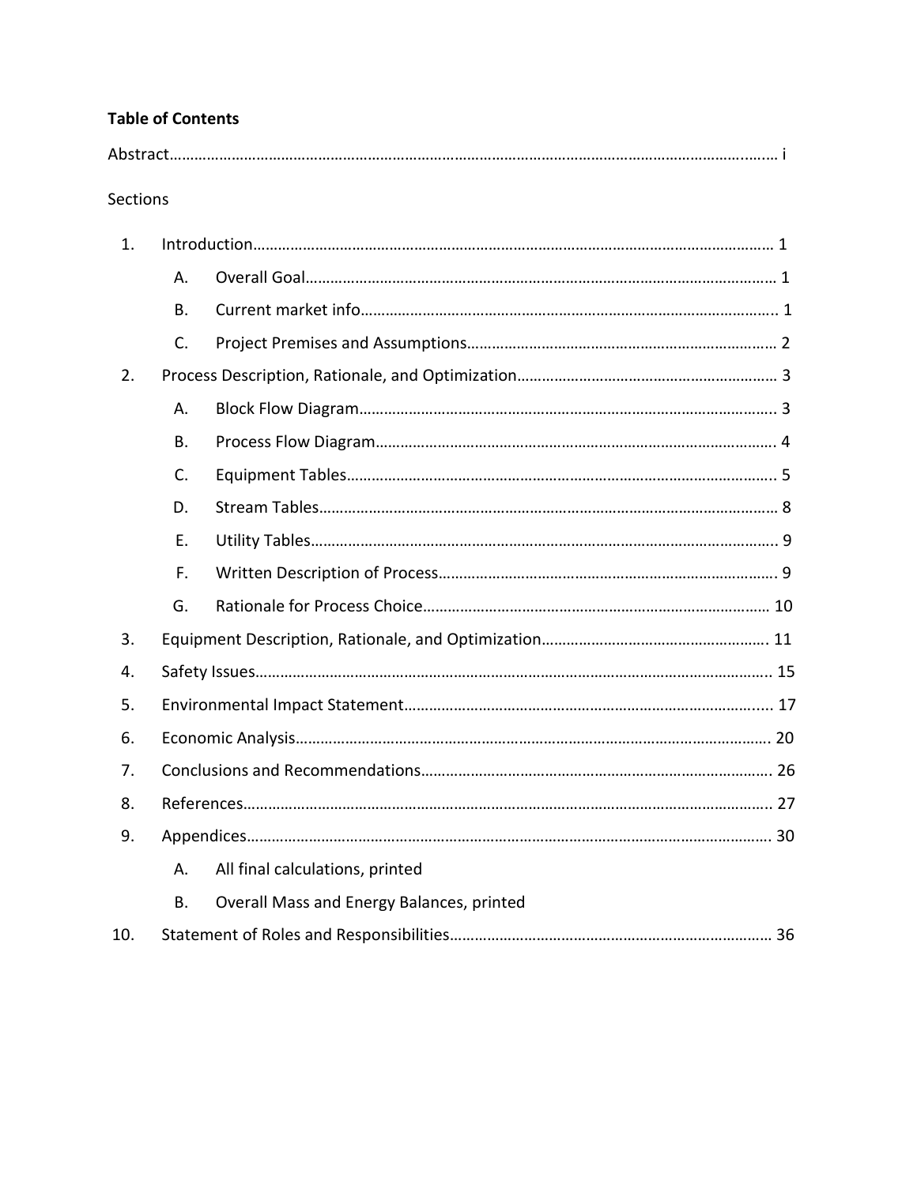**Table of Contents**

Abstract………………………………………………………………………………………………………………………… i

Sections

1. Introduction………………………………………………………………………………………………………… 1
    - A. Overall Goal…………………………………………………………………………………………… 1
    - B. Current market info……………………………………………………………………………….. 1
    - C. Project Premises and Assumptions…………………………………………………………… 2
2. Process Description, Rationale, and Optimization………………………………………………… 3
    - A. Block Flow Diagram……………………………………………………………………………….. 3
    - B. Process Flow Diagram…………………………………………………………………………….. 4
    - C. Equipment Tables………………………………………………………………………………….. 5
    - D. Stream Tables………………………………………………………………………………………… 8
    - E. Utility Tables………………………………………………………………………………………….. 9
    - F. Written Description of Process……………………………………………………………….. 9
    - G. Rationale for Process Choice………………………………………………………………… 10
3. Equipment Description, Rationale, and Optimization………………………………………… 11
4. Safety Issues……………………………………………………………………………………………………… 15
5. Environmental Impact Statement…………………………………………………………………….... 17
6. Economic Analysis……………………………………………………………………………………………. 20
7. Conclusions and Recommendations……………………………………………………………………… 26
8. References…………………………………………………………………………………………………………. 27
9. Appendices………………………………………………………………………………………………………. 30
    - A. All final calculations, printed
    - B. Overall Mass and Energy Balances, printed
10. Statement of Roles and Responsibilities…………………………………………………………………… 36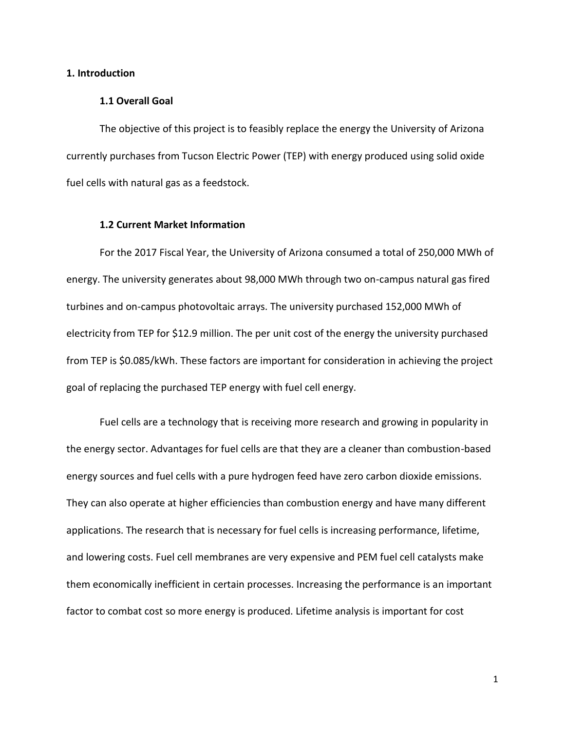# 1. Introduction

## 1.1 Overall Goal

The objective of this project is to feasibly replace the energy the University of Arizona currently purchases from Tucson Electric Power (TEP) with energy produced using solid oxide fuel cells with natural gas as a feedstock.

## 1.2 Current Market Information

For the 2017 Fiscal Year, the University of Arizona consumed a total of 250,000 MWh of energy. The university generates about 98,000 MWh through two on-campus natural gas fired turbines and on-campus photovoltaic arrays. The university purchased 152,000 MWh of electricity from TEP for $12.9 million. The per unit cost of the energy the university purchased from TEP is $0.085/kWh. These factors are important for consideration in achieving the project goal of replacing the purchased TEP energy with fuel cell energy.

Fuel cells are a technology that is receiving more research and growing in popularity in the energy sector. Advantages for fuel cells are that they are a cleaner than combustion-based energy sources and fuel cells with a pure hydrogen feed have zero carbon dioxide emissions. They can also operate at higher efficiencies than combustion energy and have many different applications. The research that is necessary for fuel cells is increasing performance, lifetime, and lowering costs. Fuel cell membranes are very expensive and PEM fuel cell catalysts make them economically inefficient in certain processes. Increasing the performance is an important factor to combat cost so more energy is produced. Lifetime analysis is important for cost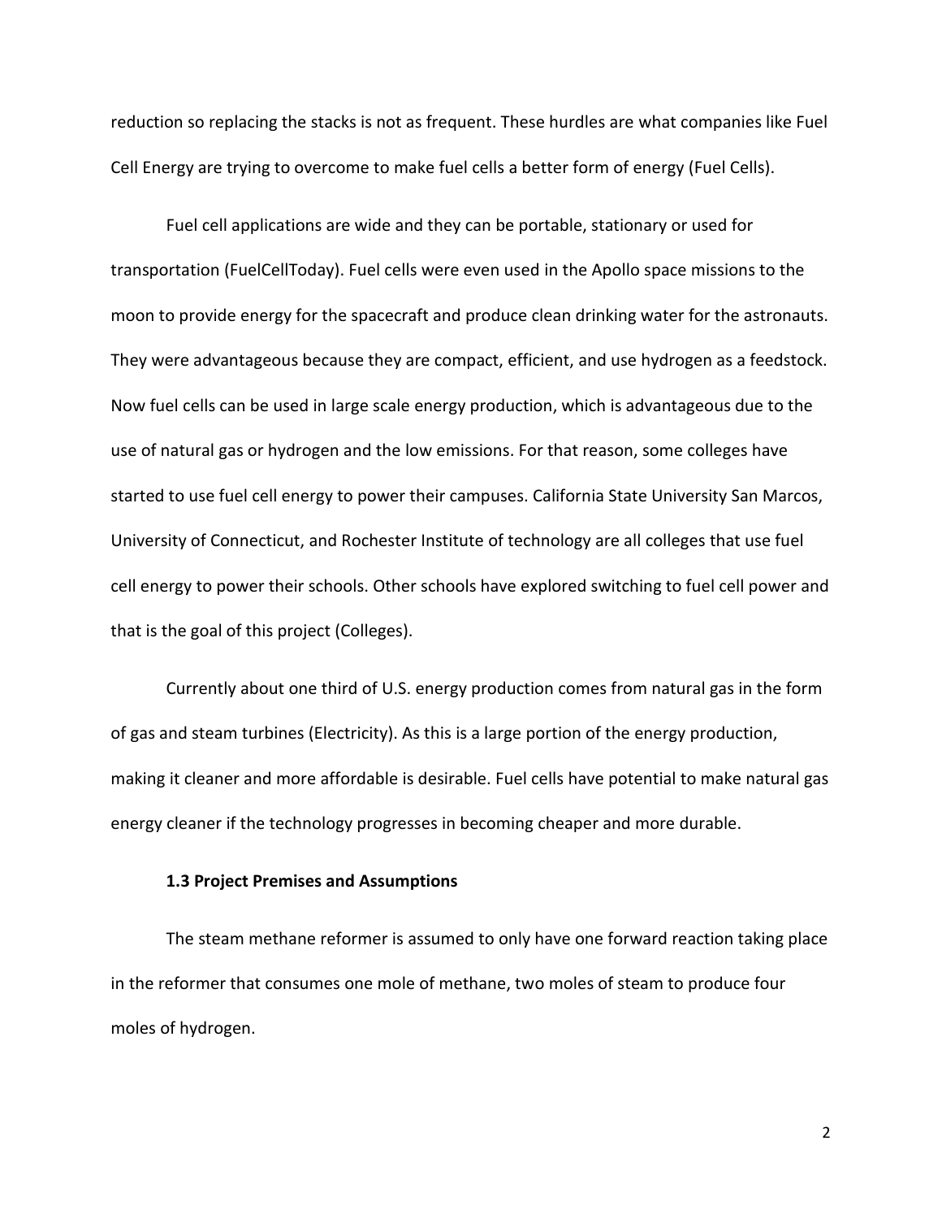reduction so replacing the stacks is not as frequent. These hurdles are what companies like Fuel Cell Energy are trying to overcome to make fuel cells a better form of energy (Fuel Cells).

Fuel cell applications are wide and they can be portable, stationary or used for transportation (FuelCellToday). Fuel cells were even used in the Apollo space missions to the moon to provide energy for the spacecraft and produce clean drinking water for the astronauts. They were advantageous because they are compact, efficient, and use hydrogen as a feedstock. Now fuel cells can be used in large scale energy production, which is advantageous due to the use of natural gas or hydrogen and the low emissions. For that reason, some colleges have started to use fuel cell energy to power their campuses. California State University San Marcos, University of Connecticut, and Rochester Institute of technology are all colleges that use fuel cell energy to power their schools. Other schools have explored switching to fuel cell power and that is the goal of this project (Colleges).

Currently about one third of U.S. energy production comes from natural gas in the form of gas and steam turbines (Electricity). As this is a large portion of the energy production, making it cleaner and more affordable is desirable. Fuel cells have potential to make natural gas energy cleaner if the technology progresses in becoming cheaper and more durable.

### 1.3 Project Premises and Assumptions

The steam methane reformer is assumed to only have one forward reaction taking place in the reformer that consumes one mole of methane, two moles of steam to produce four moles of hydrogen.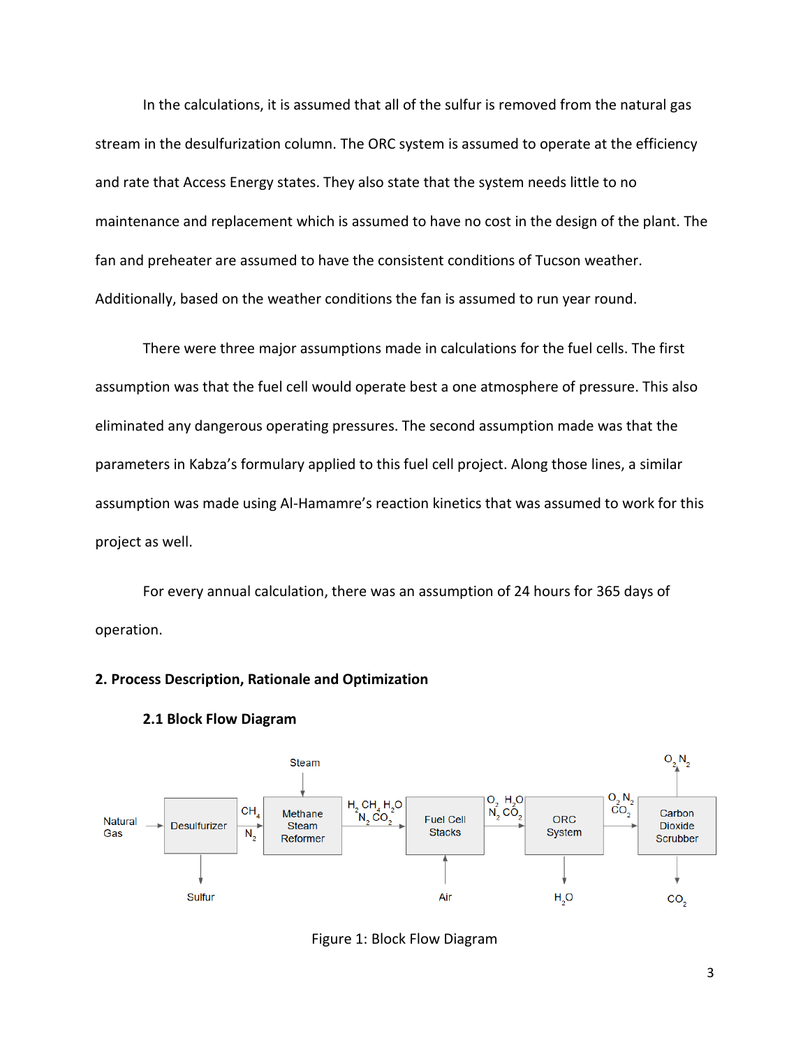In the calculations, it is assumed that all of the sulfur is removed from the natural gas stream in the desulfurization column. The ORC system is assumed to operate at the efficiency and rate that Access Energy states. They also state that the system needs little to no maintenance and replacement which is assumed to have no cost in the design of the plant. The fan and preheater are assumed to have the consistent conditions of Tucson weather. Additionally, based on the weather conditions the fan is assumed to run year round.

There were three major assumptions made in calculations for the fuel cells. The first assumption was that the fuel cell would operate best a one atmosphere of pressure. This also eliminated any dangerous operating pressures. The second assumption made was that the parameters in Kabza's formulary applied to this fuel cell project. Along those lines, a similar assumption was made using Al-Hamamre's reaction kinetics that was assumed to work for this project as well.

For every annual calculation, there was an assumption of 24 hours for 365 days of operation.

## 2. Process Description, Rationale and Optimization

### 2.1 Block Flow Diagram

Natural Gas

Desulfurizer

Sulfur

$CH_4$
$N_2$

Steam

Methane Steam Reformer

$H_2$ $CH_4$ $H_2O$
$N_2$ $CO_2$

Fuel Cell Stacks

Air

$O_2$ $H_2O$
$N_2$ $CO_2$

ORC System

$H_2O$

$O_2$ $N_2$
$CO_2$

Carbon Dioxide Scrubber

$O_2$ $N_2$

$CO_2$

Figure 1: Block Flow Diagram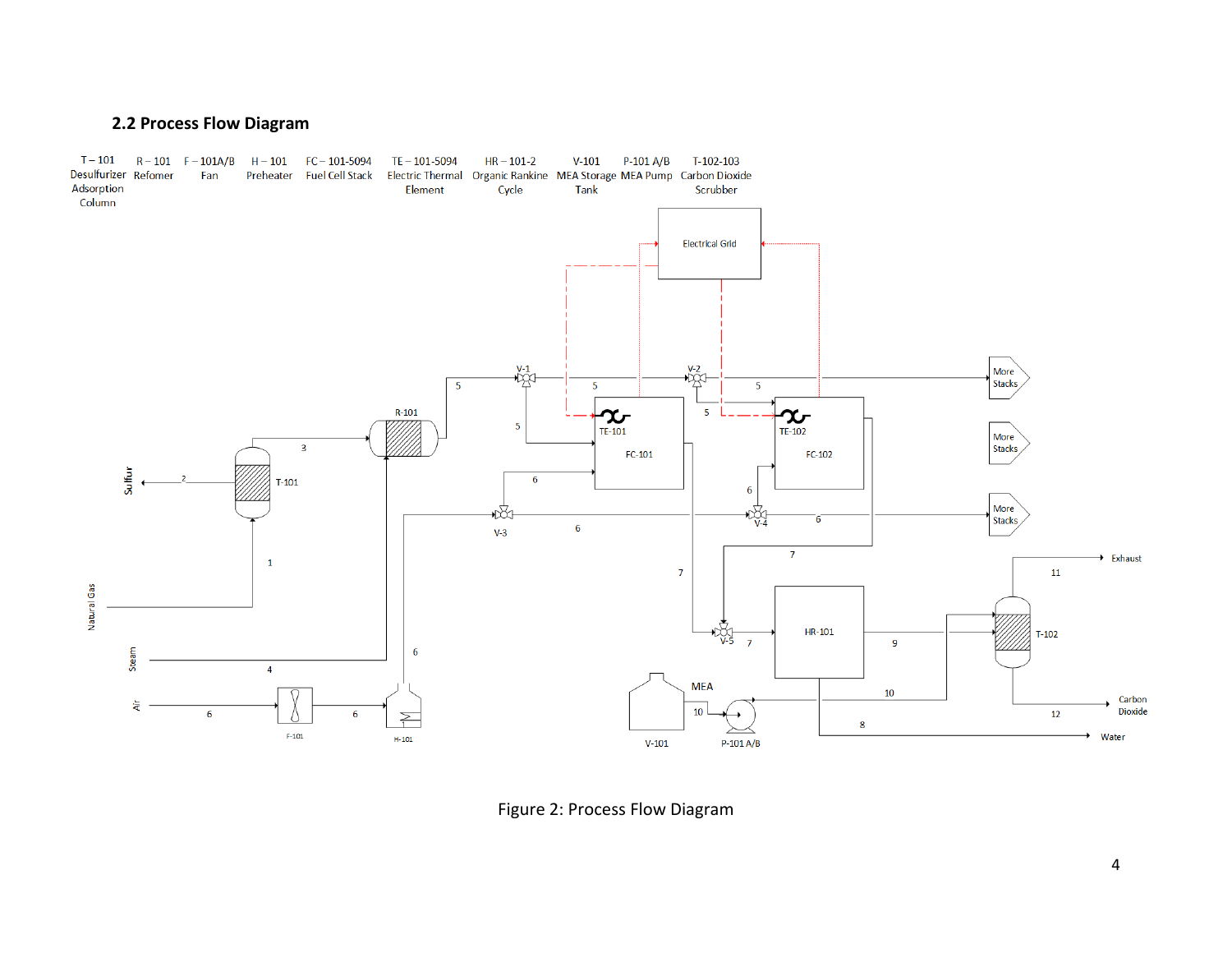## 2.2 Process Flow Diagram

T – 101
Desulfurizer
Adsorption
Column

R – 101
Refomer

F – 101A/B
Fan

H – 101
Preheater

FC – 101-5094
Fuel Cell Stack

TE – 101-5094
Electric Thermal
Element

HR – 101-2
Organic Rankine
Cycle

V-101
MEA Storage
Tank

P-101 A/B
MEA Pump

T-102-103
Carbon Dioxide
Scrubber

Electrical Grid

R-101

T-101

TE-101

FC-101

TE-102

FC-102

HR-101

T-102

V-101

P-101 A/B

F-101

H-101

V-1

V-2

V-3

V-4

V-5

More Stacks

More Stacks

More Stacks

Sulfur

Natural Gas

Steam

Air

MEA

Exhaust

Carbon Dioxide

Water

1

2

3

4

5

5

5

5

5

6

6

6

6

6

6

6

7

7

7

8

9

10

10

11

12

Figure 2: Process Flow Diagram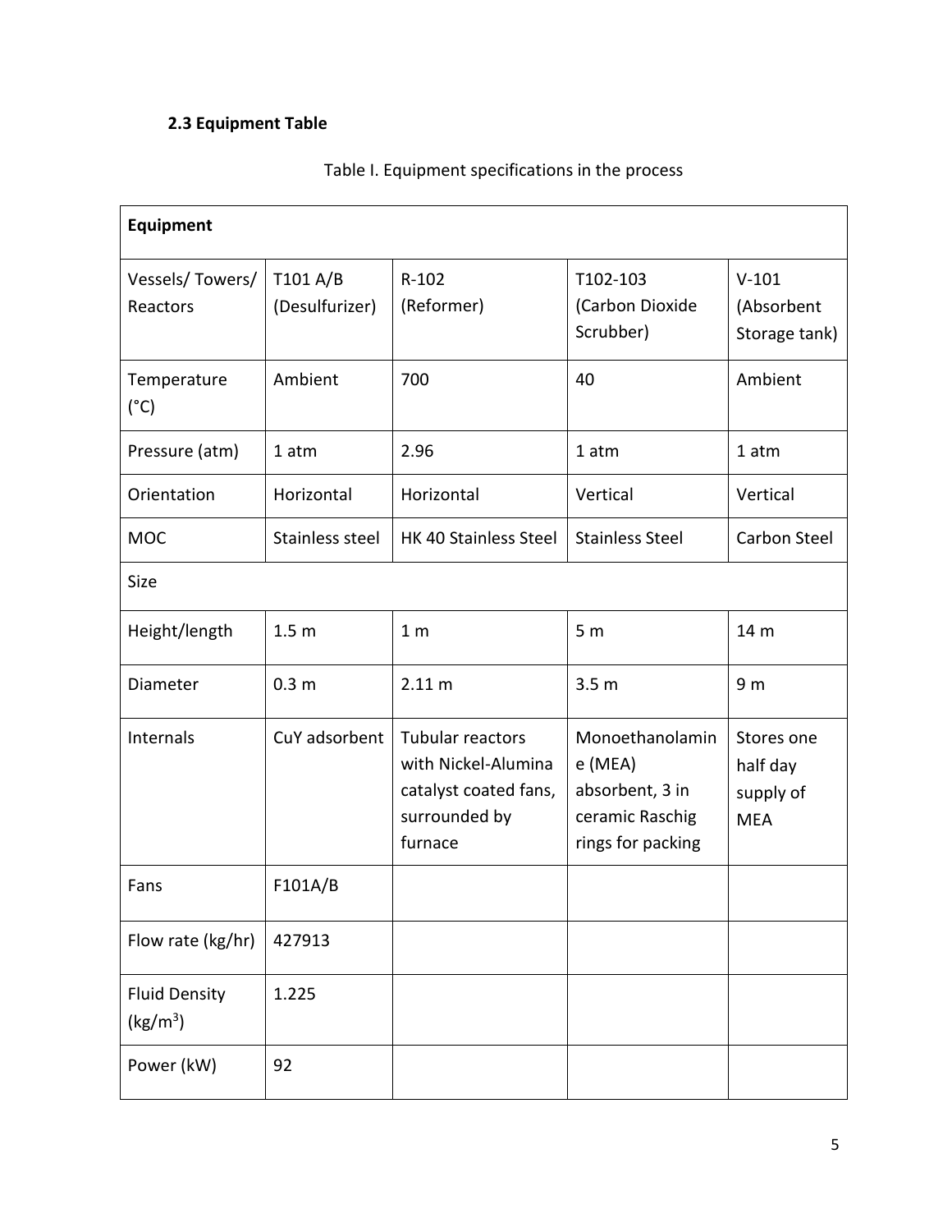### 2.3 Equipment Table

Table I. Equipment specifications in the process

| **Equipment** | | | | |
|---|---|---|---|---|
| Vessels/ Towers/ Reactors | T101 A/B (Desulfurizer) | R-102 (Reformer) | T102-103 (Carbon Dioxide Scrubber) | V-101 (Absorbent Storage tank) |
| Temperature (°C) | Ambient | 700 | 40 | Ambient |
| Pressure (atm) | 1 atm | 2.96 | 1 atm | 1 atm |
| Orientation | Horizontal | Horizontal | Vertical | Vertical |
| MOC | Stainless steel | HK 40 Stainless Steel | Stainless Steel | Carbon Steel |
| Size | | | | |
| Height/length | 1.5 m | 1 m | 5 m | 14 m |
| Diameter | 0.3 m | 2.11 m | 3.5 m | 9 m |
| Internals | CuY adsorbent | Tubular reactors with Nickel-Alumina catalyst coated fans, surrounded by furnace | Monoethanolamine (MEA) absorbent, 3 in ceramic Raschig rings for packing | Stores one half day supply of MEA |
| Fans | F101A/B | | | |
| Flow rate (kg/hr) | 427913 | | | |
| Fluid Density ($kg/m^3$) | 1.225 | | | |
| Power (kW) | 92 | | | |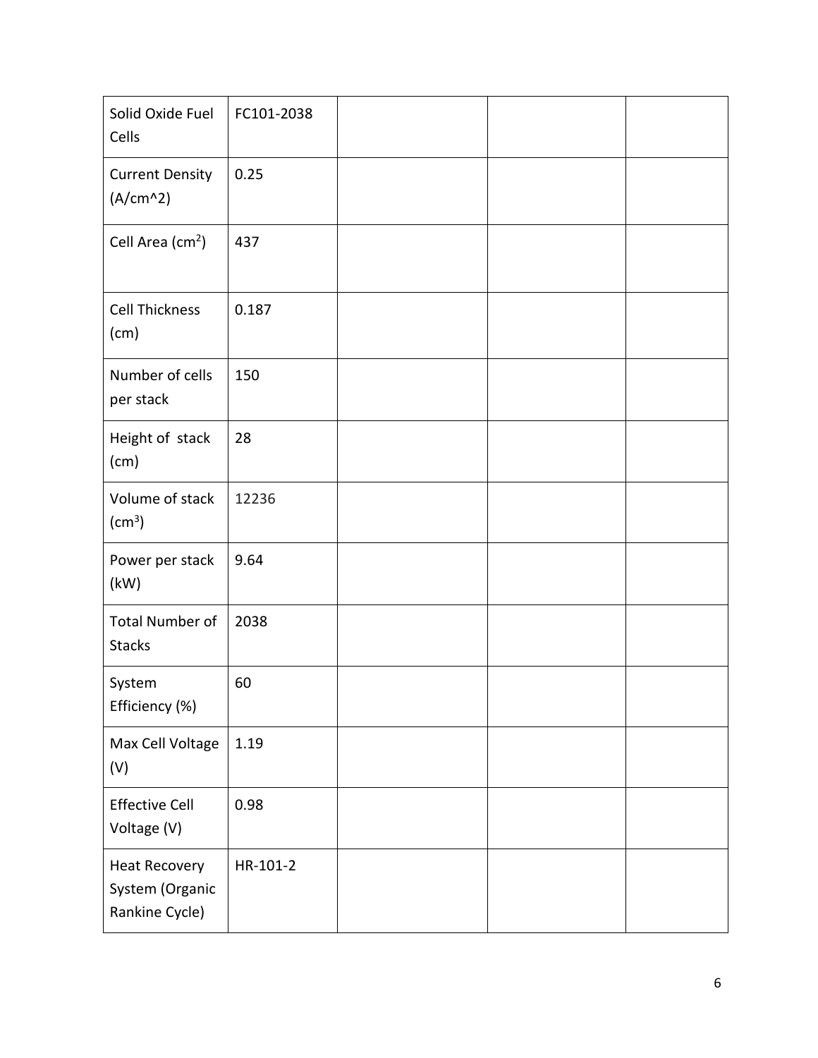| | | | | |
|---|---|---|---|---|
| Solid Oxide Fuel Cells | FC101-2038 | | | |
| Current Density (A/cm^2) | 0.25 | | | |
| Cell Area ($cm^2$) | 437 | | | |
| Cell Thickness (cm) | 0.187 | | | |
| Number of cells per stack | 150 | | | |
| Height of stack (cm) | 28 | | | |
| Volume of stack ($cm^3$) | 12236 | | | |
| Power per stack (kW) | 9.64 | | | |
| Total Number of Stacks | 2038 | | | |
| System Efficiency (%) | 60 | | | |
| Max Cell Voltage (V) | 1.19 | | | |
| Effective Cell Voltage (V) | 0.98 | | | |
| Heat Recovery System (Organic Rankine Cycle) | HR-101-2 | | | |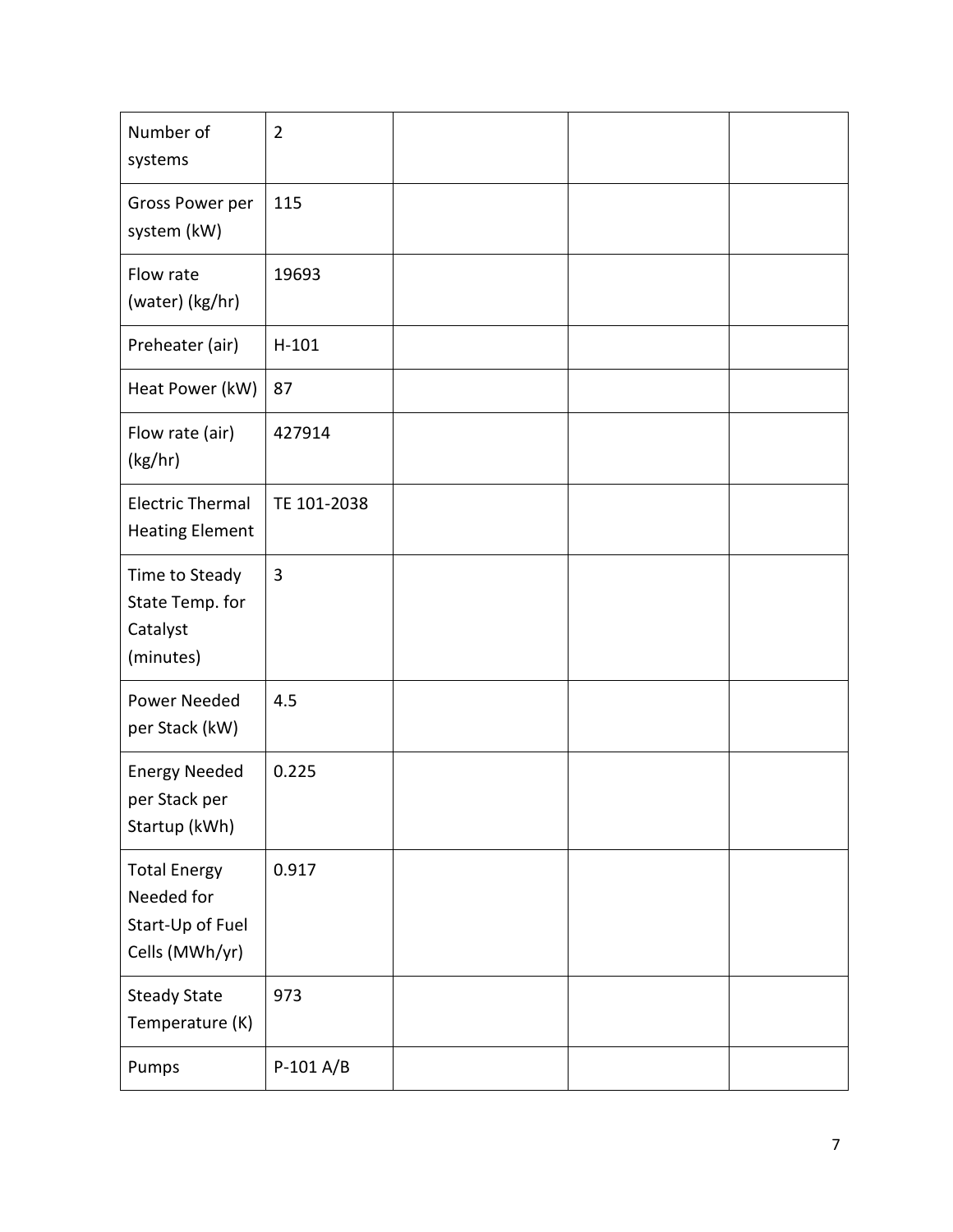| | | | | |
|---|---|---|---|---|
| Number of systems | 2 | | | |
| Gross Power per system (kW) | 115 | | | |
| Flow rate (water) (kg/hr) | 19693 | | | |
| Preheater (air) | H-101 | | | |
| Heat Power (kW) | 87 | | | |
| Flow rate (air) (kg/hr) | 427914 | | | |
| Electric Thermal Heating Element | TE 101-2038 | | | |
| Time to Steady State Temp. for Catalyst (minutes) | 3 | | | |
| Power Needed per Stack (kW) | 4.5 | | | |
| Energy Needed per Stack per Startup (kWh) | 0.225 | | | |
| Total Energy Needed for Start-Up of Fuel Cells (MWh/yr) | 0.917 | | | |
| Steady State Temperature (K) | 973 | | | |
| Pumps | P-101 A/B | | | |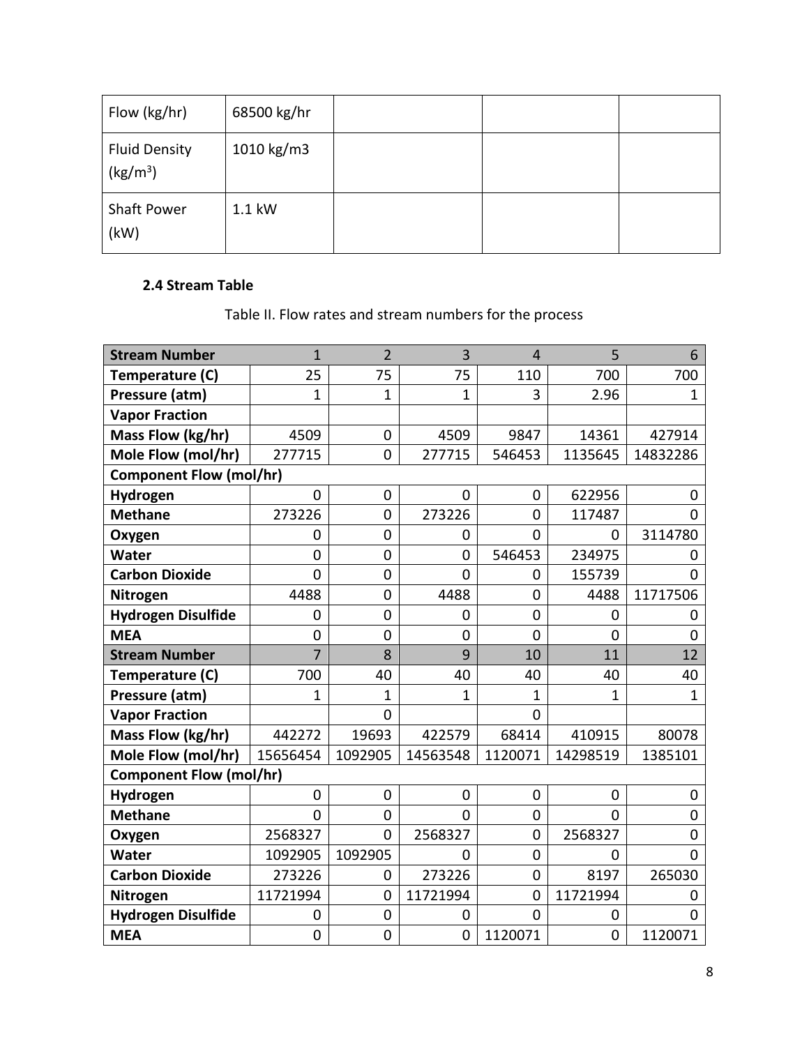| | | | | |
|---|---|---|---|---|
| Flow (kg/hr) | 68500 kg/hr | | | |
| Fluid Density (kg/m$^3$) | 1010 kg/m3 | | | |
| Shaft Power (kW) | 1.1 kW | | | |

### 2.4 Stream Table

Table II. Flow rates and stream numbers for the process

| Stream Number | 1 | 2 | 3 | 4 | 5 | 6 |
|---|---|---|---|---|---|---|
| Temperature (C) | 25 | 75 | 75 | 110 | 700 | 700 |
| Pressure (atm) | 1 | 1 | 1 | 3 | 2.96 | 1 |
| Vapor Fraction | | | | | | |
| Mass Flow (kg/hr) | 4509 | 0 | 4509 | 9847 | 14361 | 427914 |
| Mole Flow (mol/hr) | 277715 | 0 | 277715 | 546453 | 1135645 | 14832286 |
| Component Flow (mol/hr) | | | | | | |
| Hydrogen | 0 | 0 | 0 | 0 | 622956 | 0 |
| Methane | 273226 | 0 | 273226 | 0 | 117487 | 0 |
| Oxygen | 0 | 0 | 0 | 0 | 0 | 3114780 |
| Water | 0 | 0 | 0 | 546453 | 234975 | 0 |
| Carbon Dioxide | 0 | 0 | 0 | 0 | 155739 | 0 |
| Nitrogen | 4488 | 0 | 4488 | 0 | 4488 | 11717506 |
| Hydrogen Disulfide | 0 | 0 | 0 | 0 | 0 | 0 |
| MEA | 0 | 0 | 0 | 0 | 0 | 0 |
| **Stream Number** | **7** | **8** | **9** | **10** | **11** | **12** |
| Temperature (C) | 700 | 40 | 40 | 40 | 40 | 40 |
| Pressure (atm) | 1 | 1 | 1 | 1 | 1 | 1 |
| Vapor Fraction | | 0 | | 0 | | |
| Mass Flow (kg/hr) | 442272 | 19693 | 422579 | 68414 | 410915 | 80078 |
| Mole Flow (mol/hr) | 15656454 | 1092905 | 14563548 | 1120071 | 14298519 | 1385101 |
| Component Flow (mol/hr) | | | | | | |
| Hydrogen | 0 | 0 | 0 | 0 | 0 | 0 |
| Methane | 0 | 0 | 0 | 0 | 0 | 0 |
| Oxygen | 2568327 | 0 | 2568327 | 0 | 2568327 | 0 |
| Water | 1092905 | 1092905 | 0 | 0 | 0 | 0 |
| Carbon Dioxide | 273226 | 0 | 273226 | 0 | 8197 | 265030 |
| Nitrogen | 11721994 | 0 | 11721994 | 0 | 11721994 | 0 |
| Hydrogen Disulfide | 0 | 0 | 0 | 0 | 0 | 0 |
| MEA | 0 | 0 | 0 | 1120071 | 0 | 1120071 |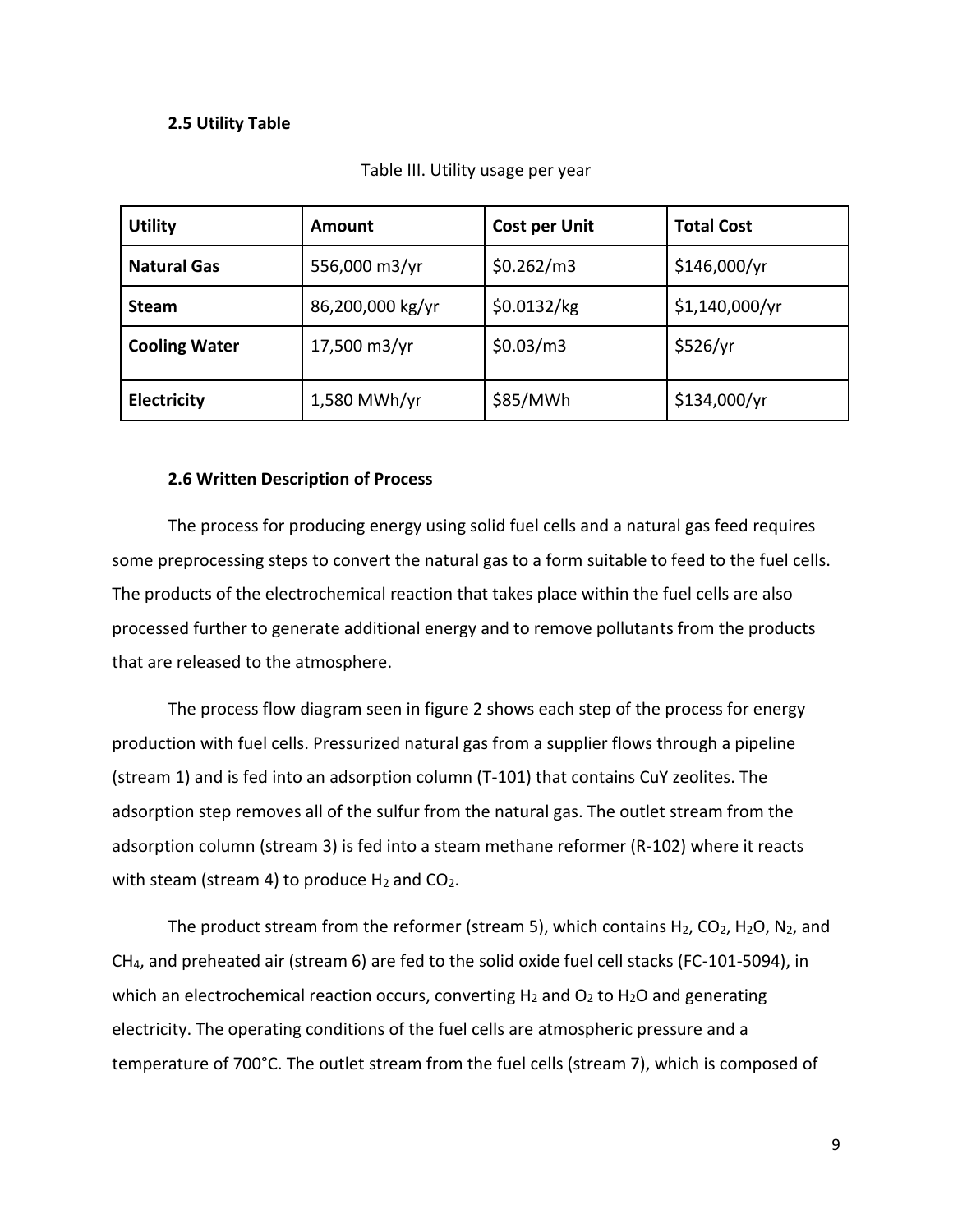### 2.5 Utility Table

Table III. Utility usage per year

| Utility | Amount | Cost per Unit | Total Cost |
|---|---|---|---|
| **Natural Gas** | 556,000 m3/yr | $0.262/m3 | $146,000/yr |
| **Steam** | 86,200,000 kg/yr | $0.0132/kg | $1,140,000/yr |
| **Cooling Water** | 17,500 m3/yr | $0.03/m3 | $526/yr |
| **Electricity** | 1,580 MWh/yr | $85/MWh | $134,000/yr |

### 2.6 Written Description of Process

The process for producing energy using solid fuel cells and a natural gas feed requires some preprocessing steps to convert the natural gas to a form suitable to feed to the fuel cells. The products of the electrochemical reaction that takes place within the fuel cells are also processed further to generate additional energy and to remove pollutants from the products that are released to the atmosphere.

The process flow diagram seen in figure 2 shows each step of the process for energy production with fuel cells. Pressurized natural gas from a supplier flows through a pipeline (stream 1) and is fed into an adsorption column (T-101) that contains CuY zeolites. The adsorption step removes all of the sulfur from the natural gas. The outlet stream from the adsorption column (stream 3) is fed into a steam methane reformer (R-102) where it reacts with steam (stream 4) to produce $H_2$ and $CO_2$.

The product stream from the reformer (stream 5), which contains $H_2$, $CO_2$, $H_2O$, $N_2$, and $CH_4$, and preheated air (stream 6) are fed to the solid oxide fuel cell stacks (FC-101-5094), in which an electrochemical reaction occurs, converting $H_2$ and $O_2$ to $H_2O$ and generating electricity. The operating conditions of the fuel cells are atmospheric pressure and a temperature of 700°C. The outlet stream from the fuel cells (stream 7), which is composed of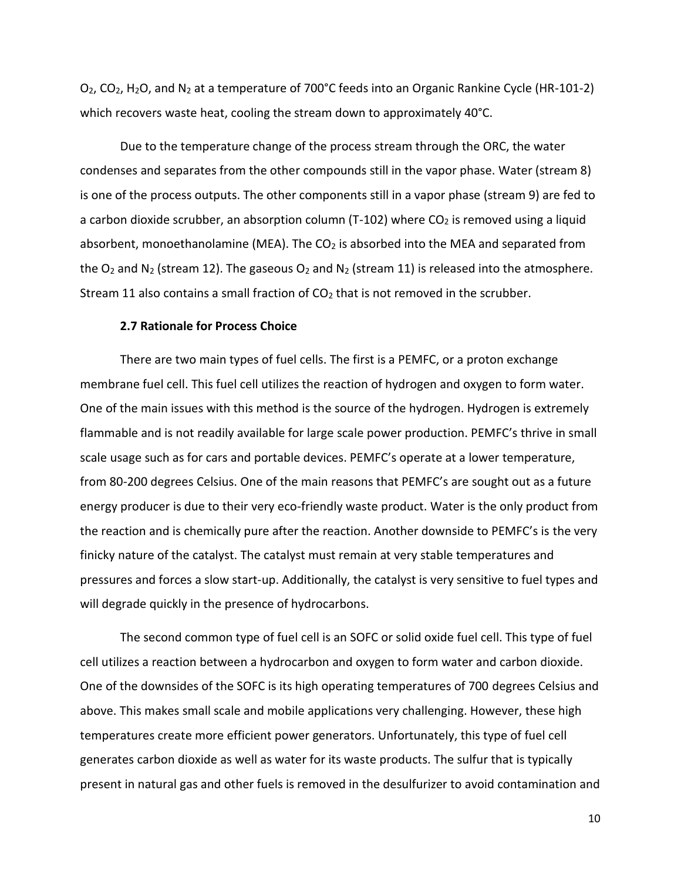$O_2$, $CO_2$, $H_2O$, and $N_2$ at a temperature of 700°C feeds into an Organic Rankine Cycle (HR-101-2) which recovers waste heat, cooling the stream down to approximately 40°C.

Due to the temperature change of the process stream through the ORC, the water condenses and separates from the other compounds still in the vapor phase. Water (stream 8) is one of the process outputs. The other components still in a vapor phase (stream 9) are fed to a carbon dioxide scrubber, an absorption column (T-102) where $CO_2$ is removed using a liquid absorbent, monoethanolamine (MEA). The $CO_2$ is absorbed into the MEA and separated from the $O_2$ and $N_2$ (stream 12). The gaseous $O_2$ and $N_2$ (stream 11) is released into the atmosphere. Stream 11 also contains a small fraction of $CO_2$ that is not removed in the scrubber.

### 2.7 Rationale for Process Choice

There are two main types of fuel cells. The first is a PEMFC, or a proton exchange membrane fuel cell. This fuel cell utilizes the reaction of hydrogen and oxygen to form water. One of the main issues with this method is the source of the hydrogen. Hydrogen is extremely flammable and is not readily available for large scale power production. PEMFC's thrive in small scale usage such as for cars and portable devices. PEMFC's operate at a lower temperature, from 80-200 degrees Celsius. One of the main reasons that PEMFC's are sought out as a future energy producer is due to their very eco-friendly waste product. Water is the only product from the reaction and is chemically pure after the reaction. Another downside to PEMFC's is the very finicky nature of the catalyst. The catalyst must remain at very stable temperatures and pressures and forces a slow start-up. Additionally, the catalyst is very sensitive to fuel types and will degrade quickly in the presence of hydrocarbons.

The second common type of fuel cell is an SOFC or solid oxide fuel cell. This type of fuel cell utilizes a reaction between a hydrocarbon and oxygen to form water and carbon dioxide. One of the downsides of the SOFC is its high operating temperatures of 700 degrees Celsius and above. This makes small scale and mobile applications very challenging. However, these high temperatures create more efficient power generators. Unfortunately, this type of fuel cell generates carbon dioxide as well as water for its waste products. The sulfur that is typically present in natural gas and other fuels is removed in the desulfurizer to avoid contamination and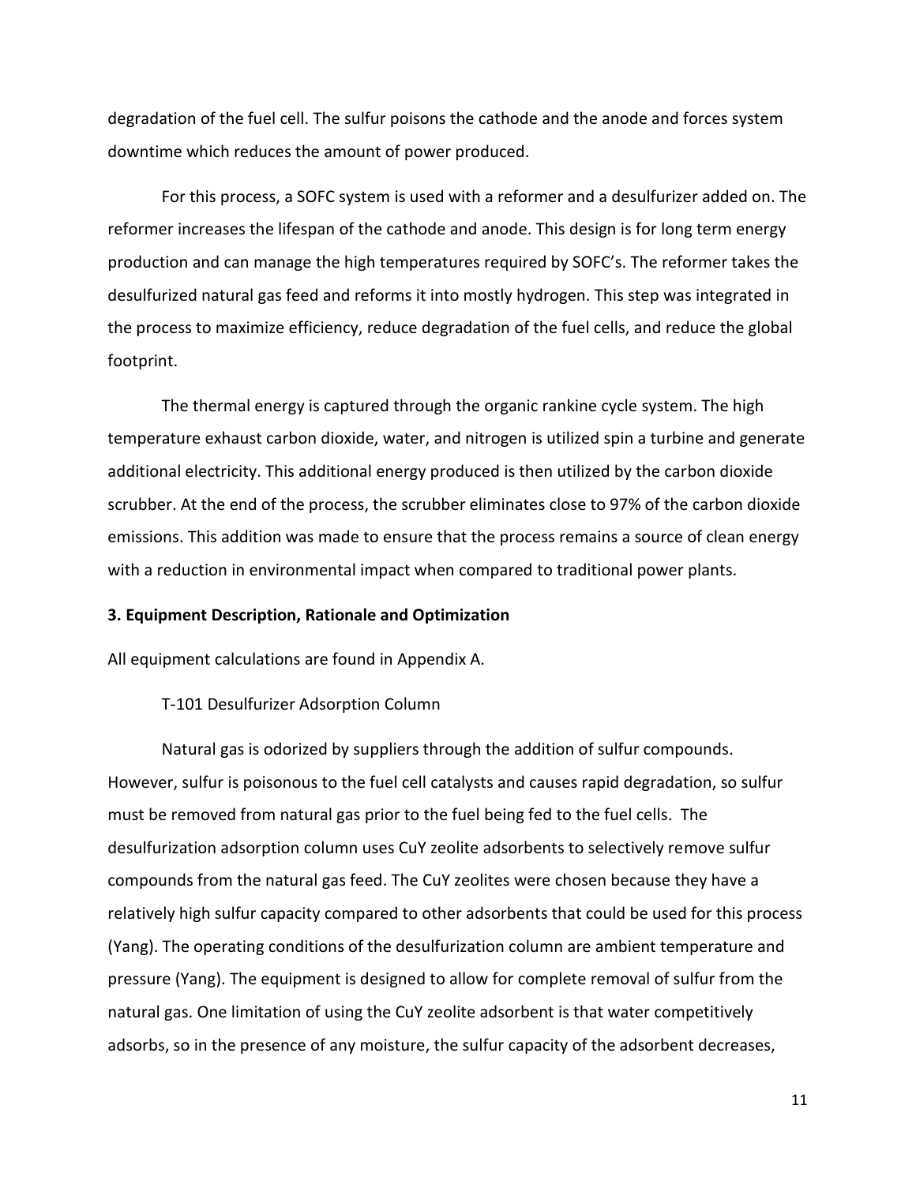degradation of the fuel cell. The sulfur poisons the cathode and the anode and forces system downtime which reduces the amount of power produced.

For this process, a SOFC system is used with a reformer and a desulfurizer added on. The reformer increases the lifespan of the cathode and anode. This design is for long term energy production and can manage the high temperatures required by SOFC's. The reformer takes the desulfurized natural gas feed and reforms it into mostly hydrogen. This step was integrated in the process to maximize efficiency, reduce degradation of the fuel cells, and reduce the global footprint.

The thermal energy is captured through the organic rankine cycle system. The high temperature exhaust carbon dioxide, water, and nitrogen is utilized spin a turbine and generate additional electricity. This additional energy produced is then utilized by the carbon dioxide scrubber. At the end of the process, the scrubber eliminates close to 97% of the carbon dioxide emissions. This addition was made to ensure that the process remains a source of clean energy with a reduction in environmental impact when compared to traditional power plants.

## 3. Equipment Description, Rationale and Optimization

All equipment calculations are found in Appendix A.

### T-101 Desulfurizer Adsorption Column

Natural gas is odorized by suppliers through the addition of sulfur compounds. However, sulfur is poisonous to the fuel cell catalysts and causes rapid degradation, so sulfur must be removed from natural gas prior to the fuel being fed to the fuel cells. The desulfurization adsorption column uses CuY zeolite adsorbents to selectively remove sulfur compounds from the natural gas feed. The CuY zeolites were chosen because they have a relatively high sulfur capacity compared to other adsorbents that could be used for this process (Yang). The operating conditions of the desulfurization column are ambient temperature and pressure (Yang). The equipment is designed to allow for complete removal of sulfur from the natural gas. One limitation of using the CuY zeolite adsorbent is that water competitively adsorbs, so in the presence of any moisture, the sulfur capacity of the adsorbent decreases,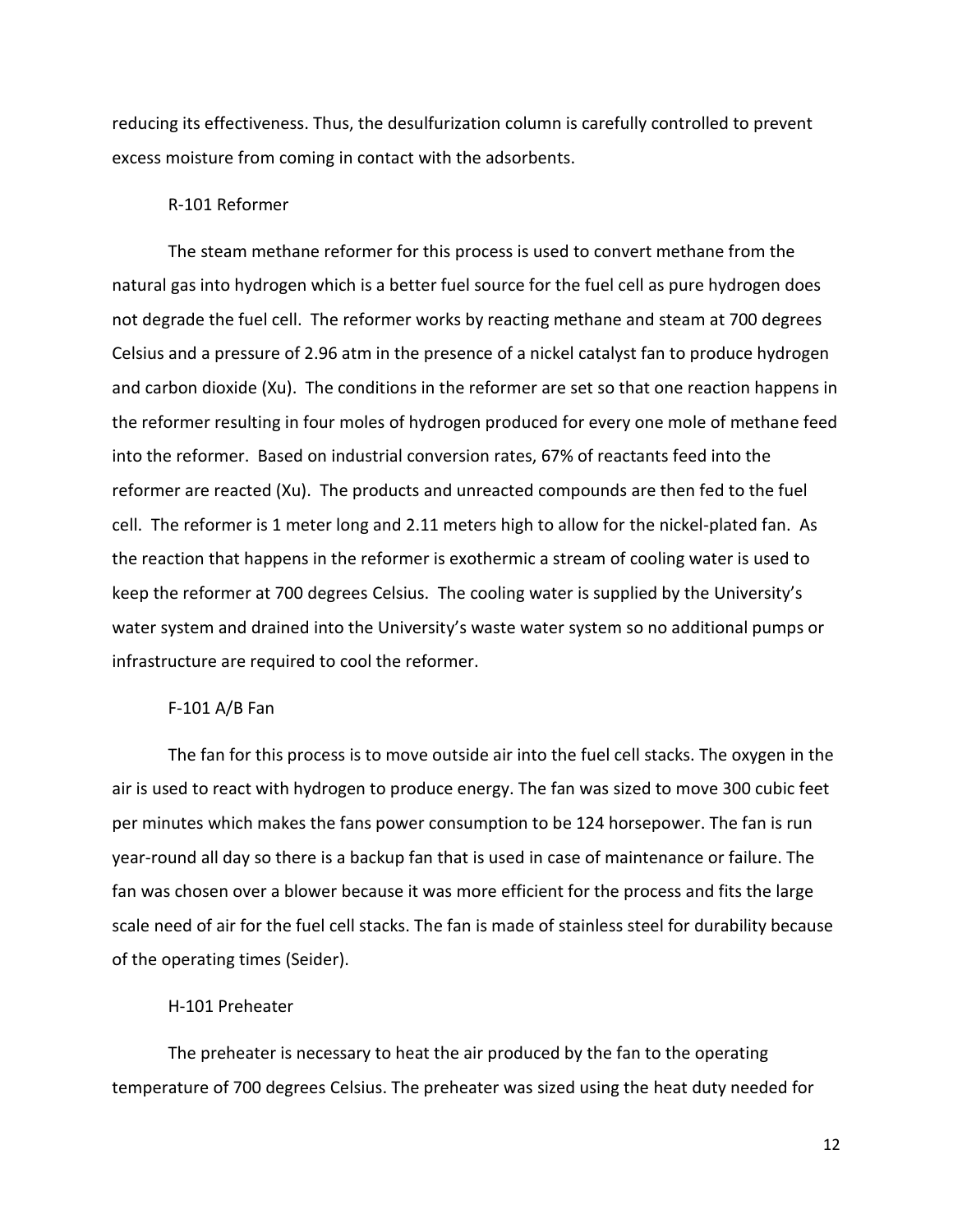reducing its effectiveness. Thus, the desulfurization column is carefully controlled to prevent excess moisture from coming in contact with the adsorbents.

### R-101 Reformer

The steam methane reformer for this process is used to convert methane from the natural gas into hydrogen which is a better fuel source for the fuel cell as pure hydrogen does not degrade the fuel cell. The reformer works by reacting methane and steam at 700 degrees Celsius and a pressure of 2.96 atm in the presence of a nickel catalyst fan to produce hydrogen and carbon dioxide (Xu). The conditions in the reformer are set so that one reaction happens in the reformer resulting in four moles of hydrogen produced for every one mole of methane feed into the reformer. Based on industrial conversion rates, 67% of reactants feed into the reformer are reacted (Xu). The products and unreacted compounds are then fed to the fuel cell. The reformer is 1 meter long and 2.11 meters high to allow for the nickel-plated fan. As the reaction that happens in the reformer is exothermic a stream of cooling water is used to keep the reformer at 700 degrees Celsius. The cooling water is supplied by the University's water system and drained into the University's waste water system so no additional pumps or infrastructure are required to cool the reformer.

### F-101 A/B Fan

The fan for this process is to move outside air into the fuel cell stacks. The oxygen in the air is used to react with hydrogen to produce energy. The fan was sized to move 300 cubic feet per minutes which makes the fans power consumption to be 124 horsepower. The fan is run year-round all day so there is a backup fan that is used in case of maintenance or failure. The fan was chosen over a blower because it was more efficient for the process and fits the large scale need of air for the fuel cell stacks. The fan is made of stainless steel for durability because of the operating times (Seider).

### H-101 Preheater

The preheater is necessary to heat the air produced by the fan to the operating temperature of 700 degrees Celsius. The preheater was sized using the heat duty needed for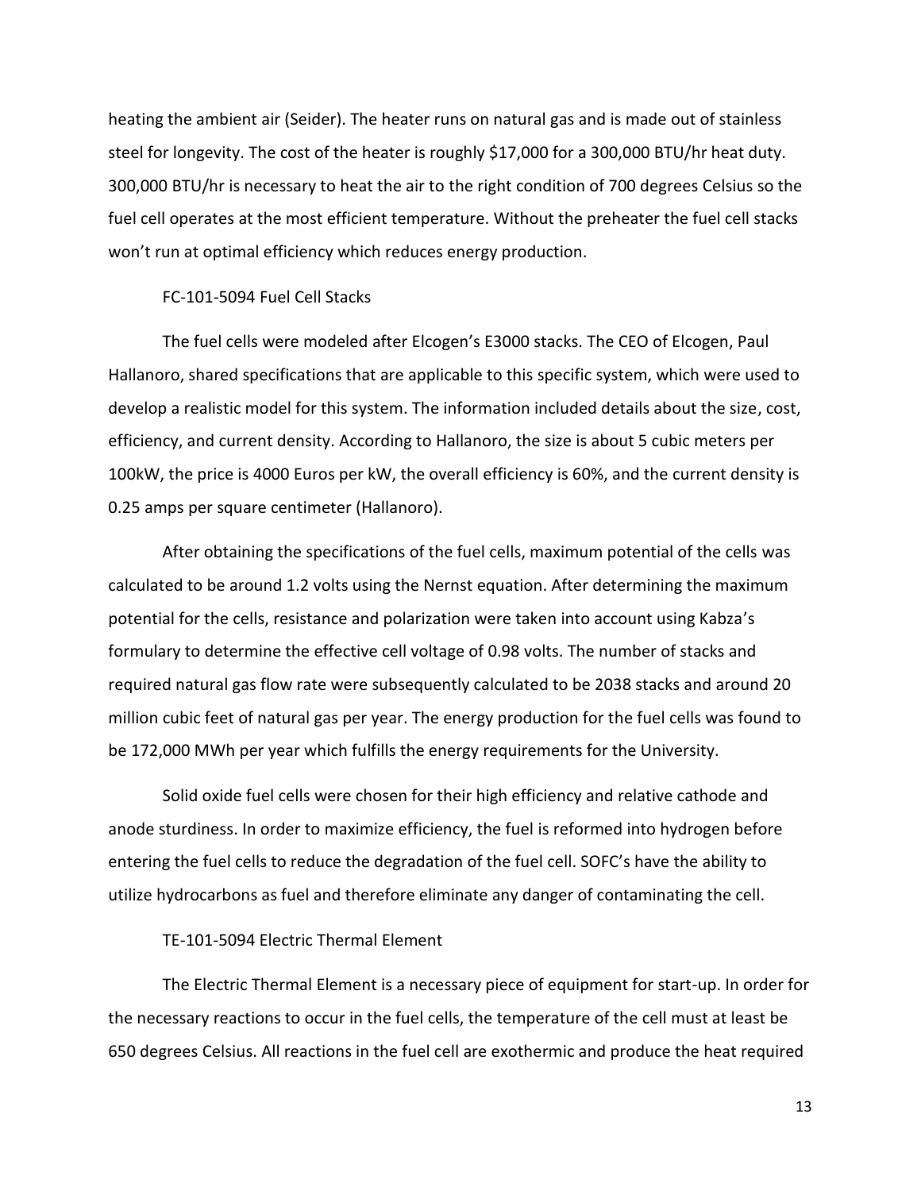heating the ambient air (Seider). The heater runs on natural gas and is made out of stainless steel for longevity. The cost of the heater is roughly $17,000 for a 300,000 BTU/hr heat duty. 300,000 BTU/hr is necessary to heat the air to the right condition of 700 degrees Celsius so the fuel cell operates at the most efficient temperature. Without the preheater the fuel cell stacks won't run at optimal efficiency which reduces energy production.

### FC-101-5094 Fuel Cell Stacks

The fuel cells were modeled after Elcogen's E3000 stacks. The CEO of Elcogen, Paul Hallanoro, shared specifications that are applicable to this specific system, which were used to develop a realistic model for this system. The information included details about the size, cost, efficiency, and current density. According to Hallanoro, the size is about 5 cubic meters per 100kW, the price is 4000 Euros per kW, the overall efficiency is 60%, and the current density is 0.25 amps per square centimeter (Hallanoro).

After obtaining the specifications of the fuel cells, maximum potential of the cells was calculated to be around 1.2 volts using the Nernst equation. After determining the maximum potential for the cells, resistance and polarization were taken into account using Kabza's formulary to determine the effective cell voltage of 0.98 volts. The number of stacks and required natural gas flow rate were subsequently calculated to be 2038 stacks and around 20 million cubic feet of natural gas per year. The energy production for the fuel cells was found to be 172,000 MWh per year which fulfills the energy requirements for the University.

Solid oxide fuel cells were chosen for their high efficiency and relative cathode and anode sturdiness. In order to maximize efficiency, the fuel is reformed into hydrogen before entering the fuel cells to reduce the degradation of the fuel cell. SOFC's have the ability to utilize hydrocarbons as fuel and therefore eliminate any danger of contaminating the cell.

### TE-101-5094 Electric Thermal Element

The Electric Thermal Element is a necessary piece of equipment for start-up. In order for the necessary reactions to occur in the fuel cells, the temperature of the cell must at least be 650 degrees Celsius. All reactions in the fuel cell are exothermic and produce the heat required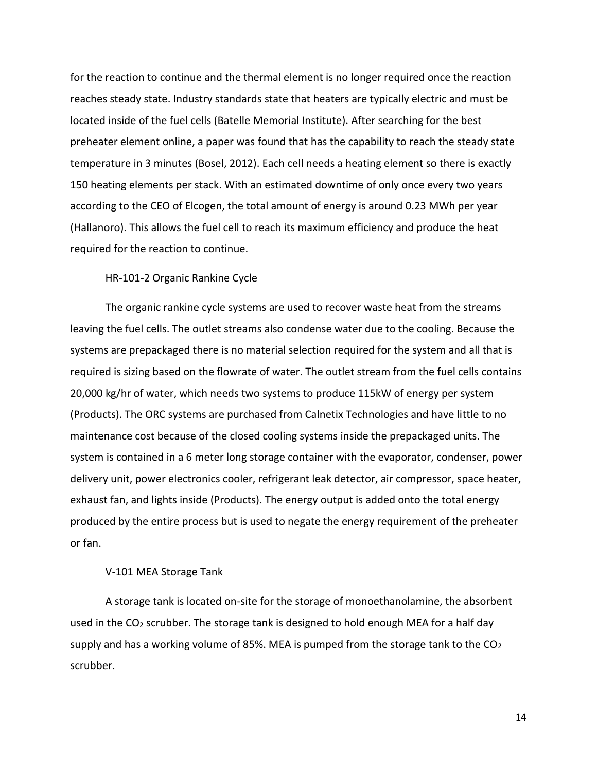for the reaction to continue and the thermal element is no longer required once the reaction reaches steady state. Industry standards state that heaters are typically electric and must be located inside of the fuel cells (Batelle Memorial Institute). After searching for the best preheater element online, a paper was found that has the capability to reach the steady state temperature in 3 minutes (Bosel, 2012). Each cell needs a heating element so there is exactly 150 heating elements per stack. With an estimated downtime of only once every two years according to the CEO of Elcogen, the total amount of energy is around 0.23 MWh per year (Hallanoro). This allows the fuel cell to reach its maximum efficiency and produce the heat required for the reaction to continue.

### HR-101-2 Organic Rankine Cycle

The organic rankine cycle systems are used to recover waste heat from the streams leaving the fuel cells. The outlet streams also condense water due to the cooling. Because the systems are prepackaged there is no material selection required for the system and all that is required is sizing based on the flowrate of water. The outlet stream from the fuel cells contains 20,000 kg/hr of water, which needs two systems to produce 115kW of energy per system (Products). The ORC systems are purchased from Calnetix Technologies and have little to no maintenance cost because of the closed cooling systems inside the prepackaged units. The system is contained in a 6 meter long storage container with the evaporator, condenser, power delivery unit, power electronics cooler, refrigerant leak detector, air compressor, space heater, exhaust fan, and lights inside (Products). The energy output is added onto the total energy produced by the entire process but is used to negate the energy requirement of the preheater or fan.

### V-101 MEA Storage Tank

A storage tank is located on-site for the storage of monoethanolamine, the absorbent used in the $CO_2$ scrubber. The storage tank is designed to hold enough MEA for a half day supply and has a working volume of 85%. MEA is pumped from the storage tank to the $CO_2$ scrubber.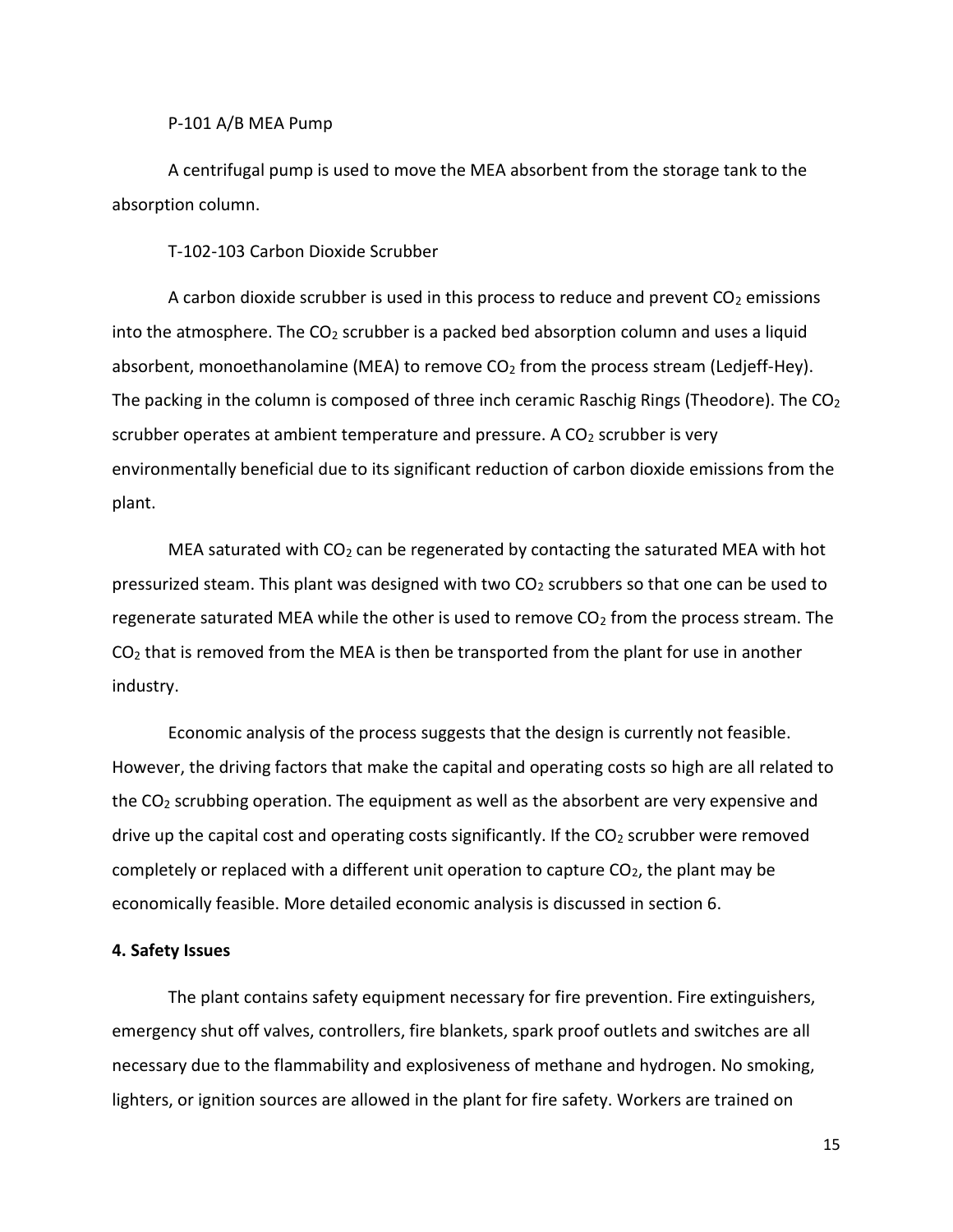P-101 A/B MEA Pump

A centrifugal pump is used to move the MEA absorbent from the storage tank to the absorption column.

T-102-103 Carbon Dioxide Scrubber

A carbon dioxide scrubber is used in this process to reduce and prevent $CO_2$ emissions into the atmosphere. The $CO_2$ scrubber is a packed bed absorption column and uses a liquid absorbent, monoethanolamine (MEA) to remove $CO_2$ from the process stream (Ledjeff-Hey). The packing in the column is composed of three inch ceramic Raschig Rings (Theodore). The $CO_2$ scrubber operates at ambient temperature and pressure. A $CO_2$ scrubber is very environmentally beneficial due to its significant reduction of carbon dioxide emissions from the plant.

MEA saturated with $CO_2$ can be regenerated by contacting the saturated MEA with hot pressurized steam. This plant was designed with two $CO_2$ scrubbers so that one can be used to regenerate saturated MEA while the other is used to remove $CO_2$ from the process stream. The $CO_2$ that is removed from the MEA is then be transported from the plant for use in another industry.

Economic analysis of the process suggests that the design is currently not feasible. However, the driving factors that make the capital and operating costs so high are all related to the $CO_2$ scrubbing operation. The equipment as well as the absorbent are very expensive and drive up the capital cost and operating costs significantly. If the $CO_2$ scrubber were removed completely or replaced with a different unit operation to capture $CO_2$, the plant may be economically feasible. More detailed economic analysis is discussed in section 6.

**4. Safety Issues**

The plant contains safety equipment necessary for fire prevention. Fire extinguishers, emergency shut off valves, controllers, fire blankets, spark proof outlets and switches are all necessary due to the flammability and explosiveness of methane and hydrogen. No smoking, lighters, or ignition sources are allowed in the plant for fire safety. Workers are trained on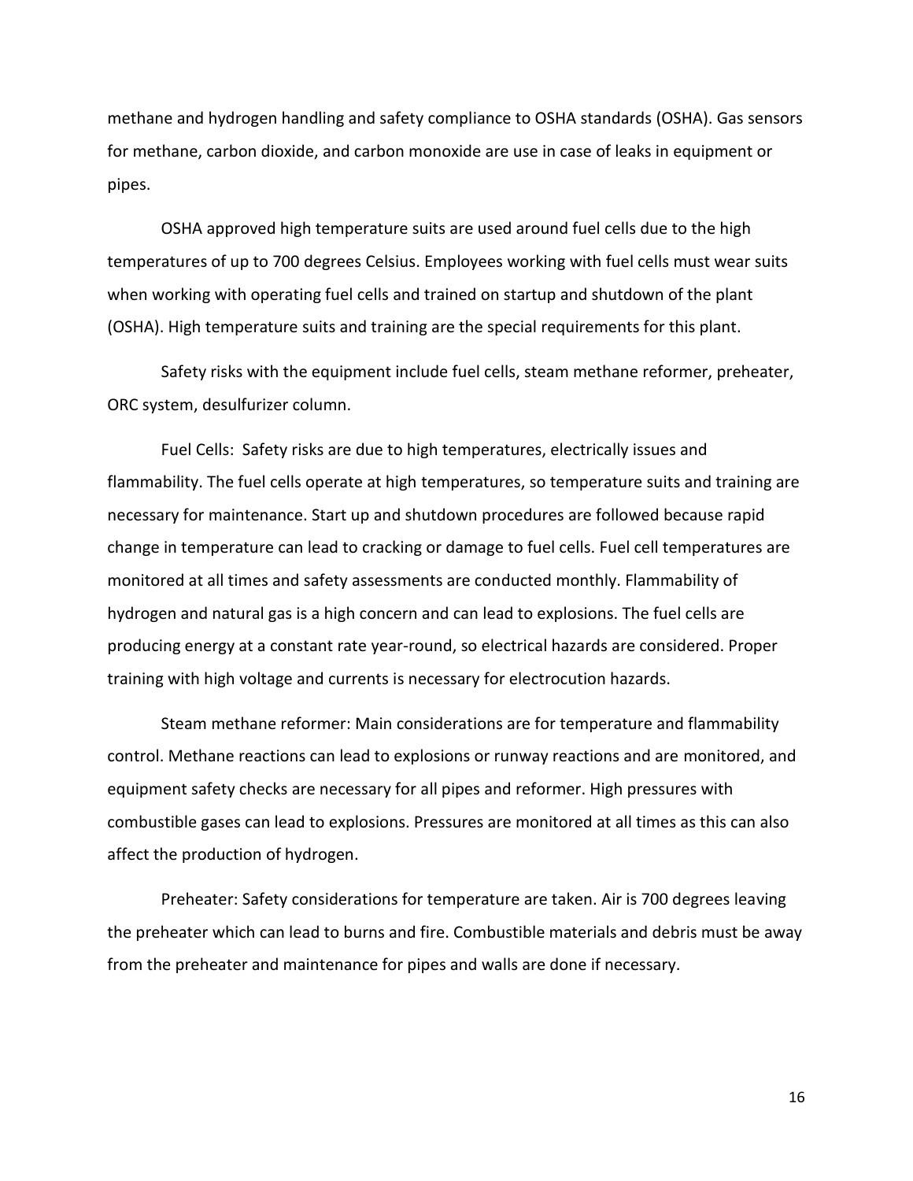methane and hydrogen handling and safety compliance to OSHA standards (OSHA). Gas sensors for methane, carbon dioxide, and carbon monoxide are use in case of leaks in equipment or pipes.

OSHA approved high temperature suits are used around fuel cells due to the high temperatures of up to 700 degrees Celsius. Employees working with fuel cells must wear suits when working with operating fuel cells and trained on startup and shutdown of the plant (OSHA). High temperature suits and training are the special requirements for this plant.

Safety risks with the equipment include fuel cells, steam methane reformer, preheater, ORC system, desulfurizer column.

Fuel Cells: Safety risks are due to high temperatures, electrically issues and flammability. The fuel cells operate at high temperatures, so temperature suits and training are necessary for maintenance. Start up and shutdown procedures are followed because rapid change in temperature can lead to cracking or damage to fuel cells. Fuel cell temperatures are monitored at all times and safety assessments are conducted monthly. Flammability of hydrogen and natural gas is a high concern and can lead to explosions. The fuel cells are producing energy at a constant rate year-round, so electrical hazards are considered. Proper training with high voltage and currents is necessary for electrocution hazards.

Steam methane reformer: Main considerations are for temperature and flammability control. Methane reactions can lead to explosions or runway reactions and are monitored, and equipment safety checks are necessary for all pipes and reformer. High pressures with combustible gases can lead to explosions. Pressures are monitored at all times as this can also affect the production of hydrogen.

Preheater: Safety considerations for temperature are taken. Air is 700 degrees leaving the preheater which can lead to burns and fire. Combustible materials and debris must be away from the preheater and maintenance for pipes and walls are done if necessary.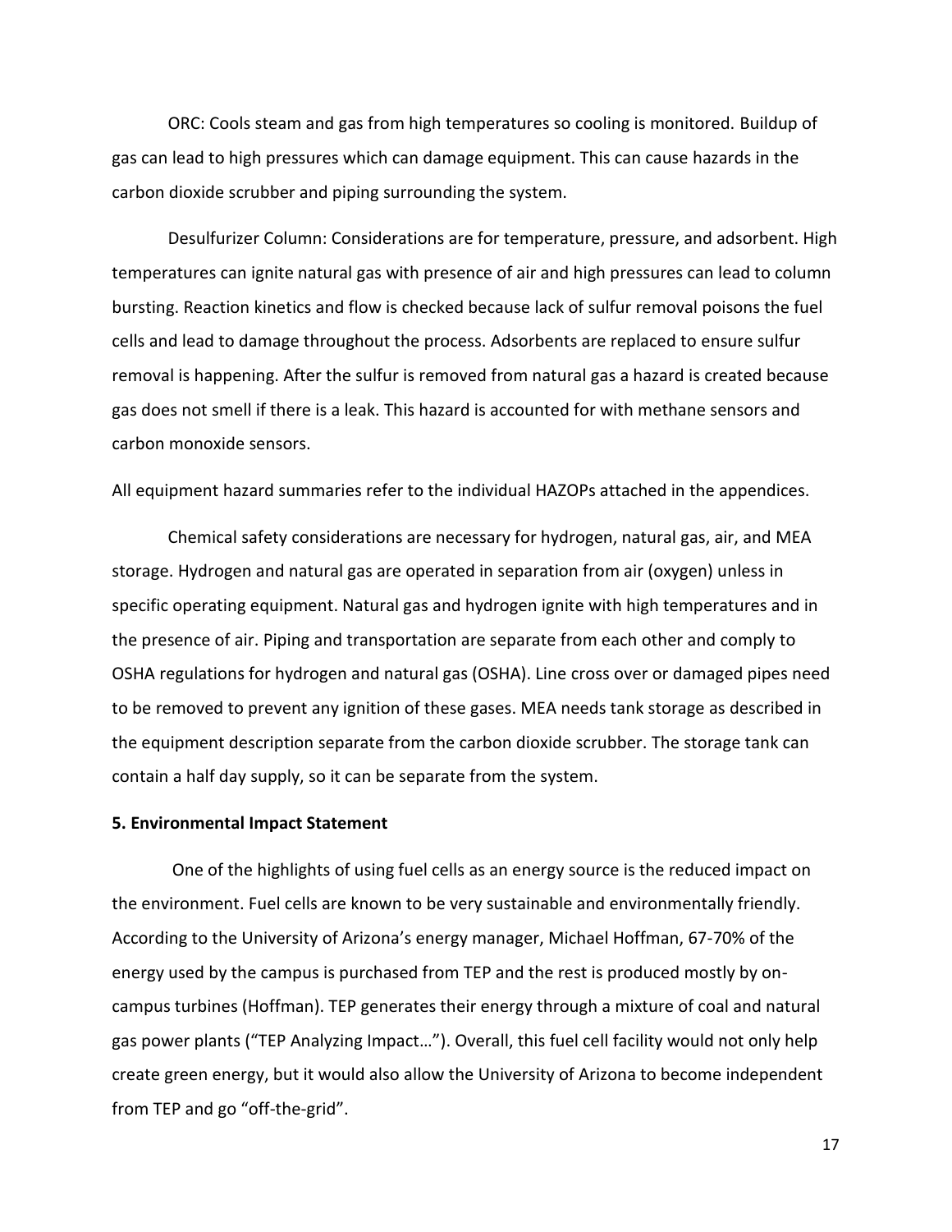ORC: Cools steam and gas from high temperatures so cooling is monitored. Buildup of gas can lead to high pressures which can damage equipment. This can cause hazards in the carbon dioxide scrubber and piping surrounding the system.

Desulfurizer Column: Considerations are for temperature, pressure, and adsorbent. High temperatures can ignite natural gas with presence of air and high pressures can lead to column bursting. Reaction kinetics and flow is checked because lack of sulfur removal poisons the fuel cells and lead to damage throughout the process. Adsorbents are replaced to ensure sulfur removal is happening. After the sulfur is removed from natural gas a hazard is created because gas does not smell if there is a leak. This hazard is accounted for with methane sensors and carbon monoxide sensors.

All equipment hazard summaries refer to the individual HAZOPs attached in the appendices.

Chemical safety considerations are necessary for hydrogen, natural gas, air, and MEA storage. Hydrogen and natural gas are operated in separation from air (oxygen) unless in specific operating equipment. Natural gas and hydrogen ignite with high temperatures and in the presence of air. Piping and transportation are separate from each other and comply to OSHA regulations for hydrogen and natural gas (OSHA). Line cross over or damaged pipes need to be removed to prevent any ignition of these gases. MEA needs tank storage as described in the equipment description separate from the carbon dioxide scrubber. The storage tank can contain a half day supply, so it can be separate from the system.

## 5. Environmental Impact Statement

One of the highlights of using fuel cells as an energy source is the reduced impact on the environment. Fuel cells are known to be very sustainable and environmentally friendly. According to the University of Arizona's energy manager, Michael Hoffman, 67-70% of the energy used by the campus is purchased from TEP and the rest is produced mostly by on-campus turbines (Hoffman). TEP generates their energy through a mixture of coal and natural gas power plants ("TEP Analyzing Impact…"). Overall, this fuel cell facility would not only help create green energy, but it would also allow the University of Arizona to become independent from TEP and go "off-the-grid".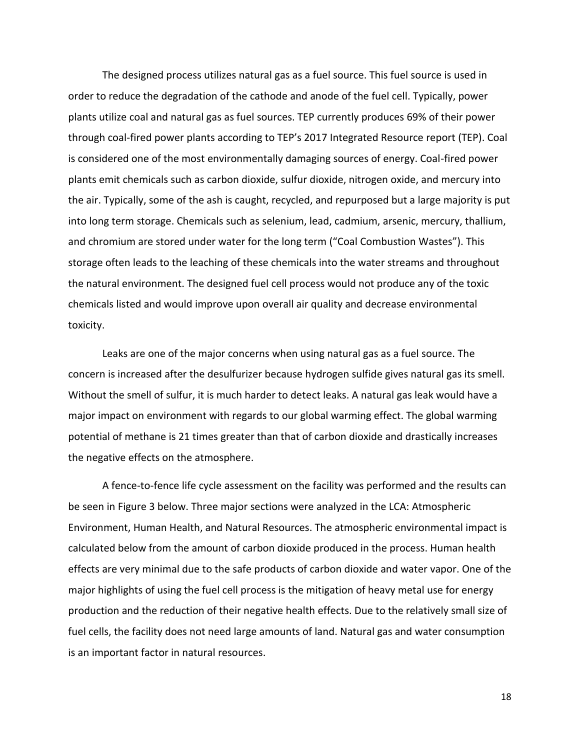The designed process utilizes natural gas as a fuel source. This fuel source is used in order to reduce the degradation of the cathode and anode of the fuel cell. Typically, power plants utilize coal and natural gas as fuel sources. TEP currently produces 69% of their power through coal-fired power plants according to TEP's 2017 Integrated Resource report (TEP). Coal is considered one of the most environmentally damaging sources of energy. Coal-fired power plants emit chemicals such as carbon dioxide, sulfur dioxide, nitrogen oxide, and mercury into the air. Typically, some of the ash is caught, recycled, and repurposed but a large majority is put into long term storage. Chemicals such as selenium, lead, cadmium, arsenic, mercury, thallium, and chromium are stored under water for the long term ("Coal Combustion Wastes"). This storage often leads to the leaching of these chemicals into the water streams and throughout the natural environment. The designed fuel cell process would not produce any of the toxic chemicals listed and would improve upon overall air quality and decrease environmental toxicity.

Leaks are one of the major concerns when using natural gas as a fuel source. The concern is increased after the desulfurizer because hydrogen sulfide gives natural gas its smell. Without the smell of sulfur, it is much harder to detect leaks. A natural gas leak would have a major impact on environment with regards to our global warming effect. The global warming potential of methane is 21 times greater than that of carbon dioxide and drastically increases the negative effects on the atmosphere.

A fence-to-fence life cycle assessment on the facility was performed and the results can be seen in Figure 3 below. Three major sections were analyzed in the LCA: Atmospheric Environment, Human Health, and Natural Resources. The atmospheric environmental impact is calculated below from the amount of carbon dioxide produced in the process. Human health effects are very minimal due to the safe products of carbon dioxide and water vapor. One of the major highlights of using the fuel cell process is the mitigation of heavy metal use for energy production and the reduction of their negative health effects. Due to the relatively small size of fuel cells, the facility does not need large amounts of land. Natural gas and water consumption is an important factor in natural resources.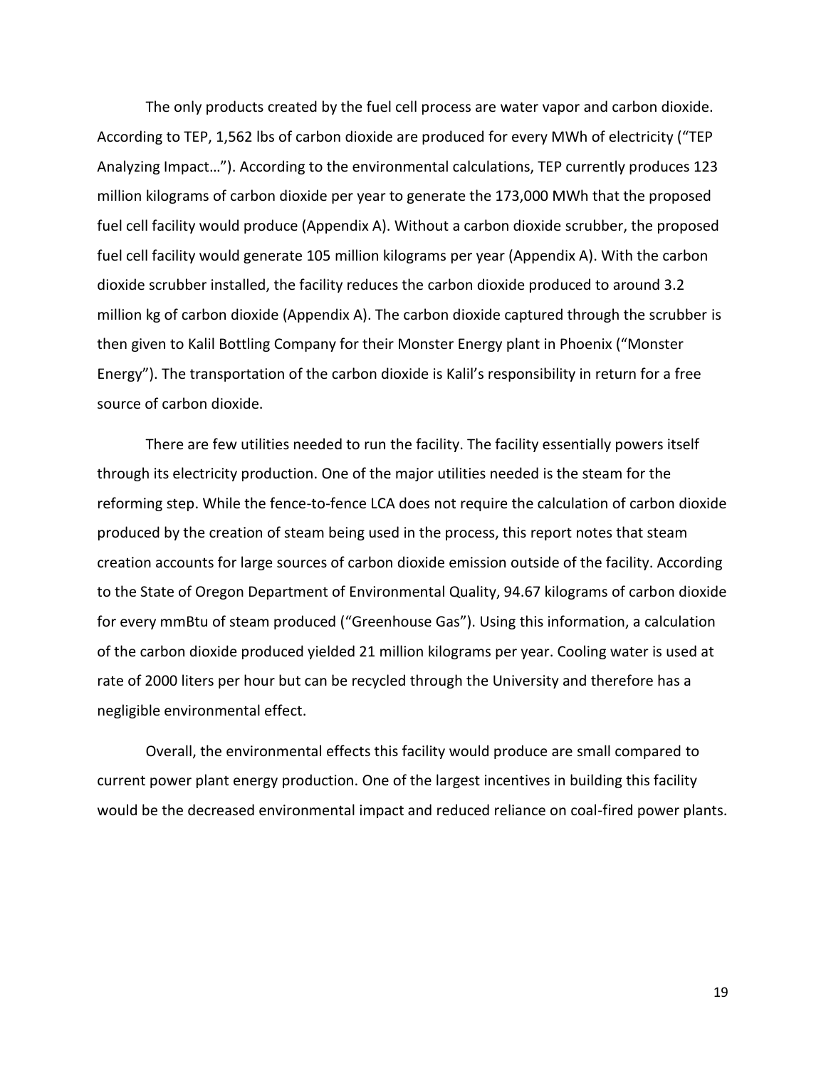The only products created by the fuel cell process are water vapor and carbon dioxide. According to TEP, 1,562 lbs of carbon dioxide are produced for every MWh of electricity ("TEP Analyzing Impact…"). According to the environmental calculations, TEP currently produces 123 million kilograms of carbon dioxide per year to generate the 173,000 MWh that the proposed fuel cell facility would produce (Appendix A). Without a carbon dioxide scrubber, the proposed fuel cell facility would generate 105 million kilograms per year (Appendix A). With the carbon dioxide scrubber installed, the facility reduces the carbon dioxide produced to around 3.2 million kg of carbon dioxide (Appendix A). The carbon dioxide captured through the scrubber is then given to Kalil Bottling Company for their Monster Energy plant in Phoenix ("Monster Energy"). The transportation of the carbon dioxide is Kalil's responsibility in return for a free source of carbon dioxide.

There are few utilities needed to run the facility. The facility essentially powers itself through its electricity production. One of the major utilities needed is the steam for the reforming step. While the fence-to-fence LCA does not require the calculation of carbon dioxide produced by the creation of steam being used in the process, this report notes that steam creation accounts for large sources of carbon dioxide emission outside of the facility. According to the State of Oregon Department of Environmental Quality, 94.67 kilograms of carbon dioxide for every mmBtu of steam produced ("Greenhouse Gas"). Using this information, a calculation of the carbon dioxide produced yielded 21 million kilograms per year. Cooling water is used at rate of 2000 liters per hour but can be recycled through the University and therefore has a negligible environmental effect.

Overall, the environmental effects this facility would produce are small compared to current power plant energy production. One of the largest incentives in building this facility would be the decreased environmental impact and reduced reliance on coal-fired power plants.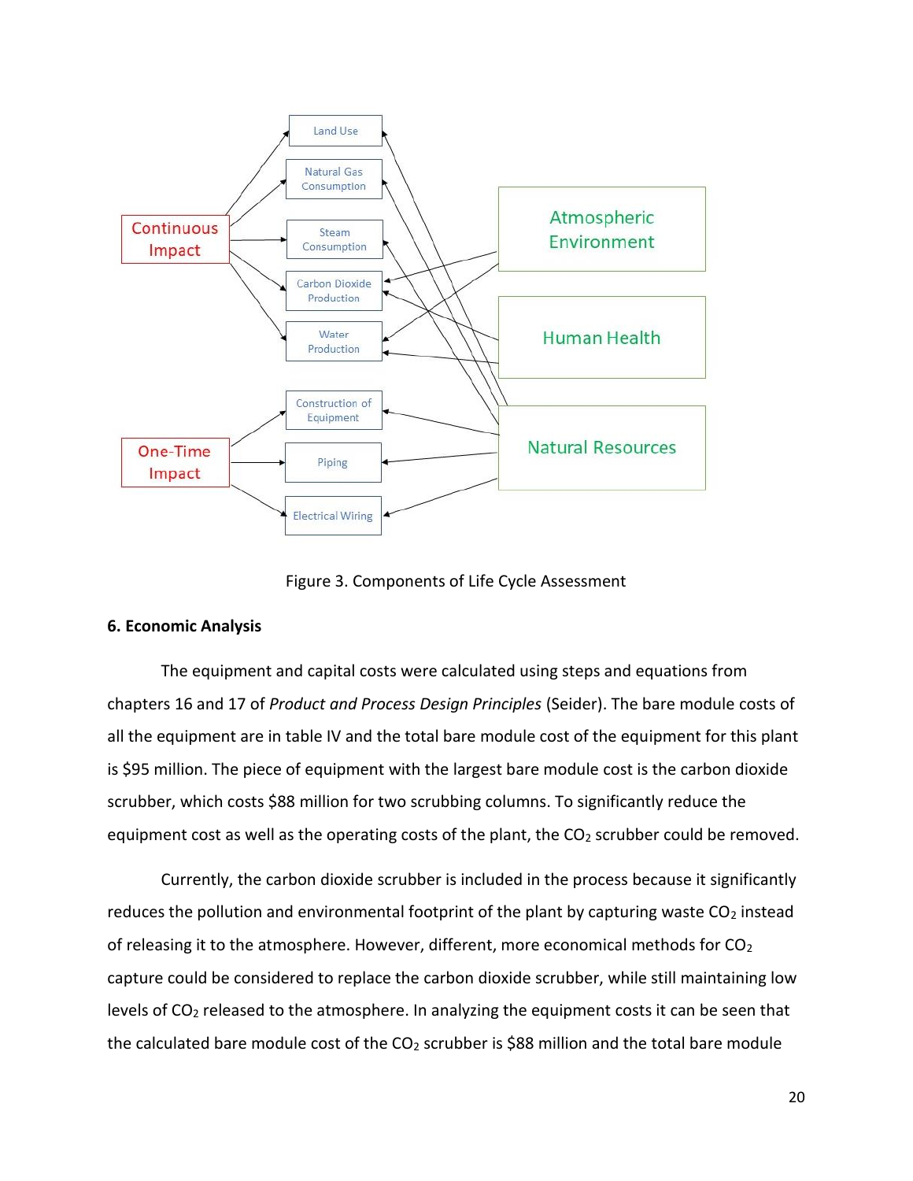Continuous Impact

One-Time Impact

Land Use

Natural Gas Consumption

Steam Consumption

Carbon Dioxide Production

Water Production

Construction of Equipment

Piping

Electrical Wiring

Atmospheric Environment

Human Health

Natural Resources

Figure 3. Components of Life Cycle Assessment

## 6. Economic Analysis

The equipment and capital costs were calculated using steps and equations from chapters 16 and 17 of *Product and Process Design Principles* (Seider). The bare module costs of all the equipment are in table IV and the total bare module cost of the equipment for this plant is $95 million. The piece of equipment with the largest bare module cost is the carbon dioxide scrubber, which costs $88 million for two scrubbing columns. To significantly reduce the equipment cost as well as the operating costs of the plant, the $CO_2$ scrubber could be removed.

Currently, the carbon dioxide scrubber is included in the process because it significantly reduces the pollution and environmental footprint of the plant by capturing waste $CO_2$ instead of releasing it to the atmosphere. However, different, more economical methods for $CO_2$ capture could be considered to replace the carbon dioxide scrubber, while still maintaining low levels of $CO_2$ released to the atmosphere. In analyzing the equipment costs it can be seen that the calculated bare module cost of the $CO_2$ scrubber is $88 million and the total bare module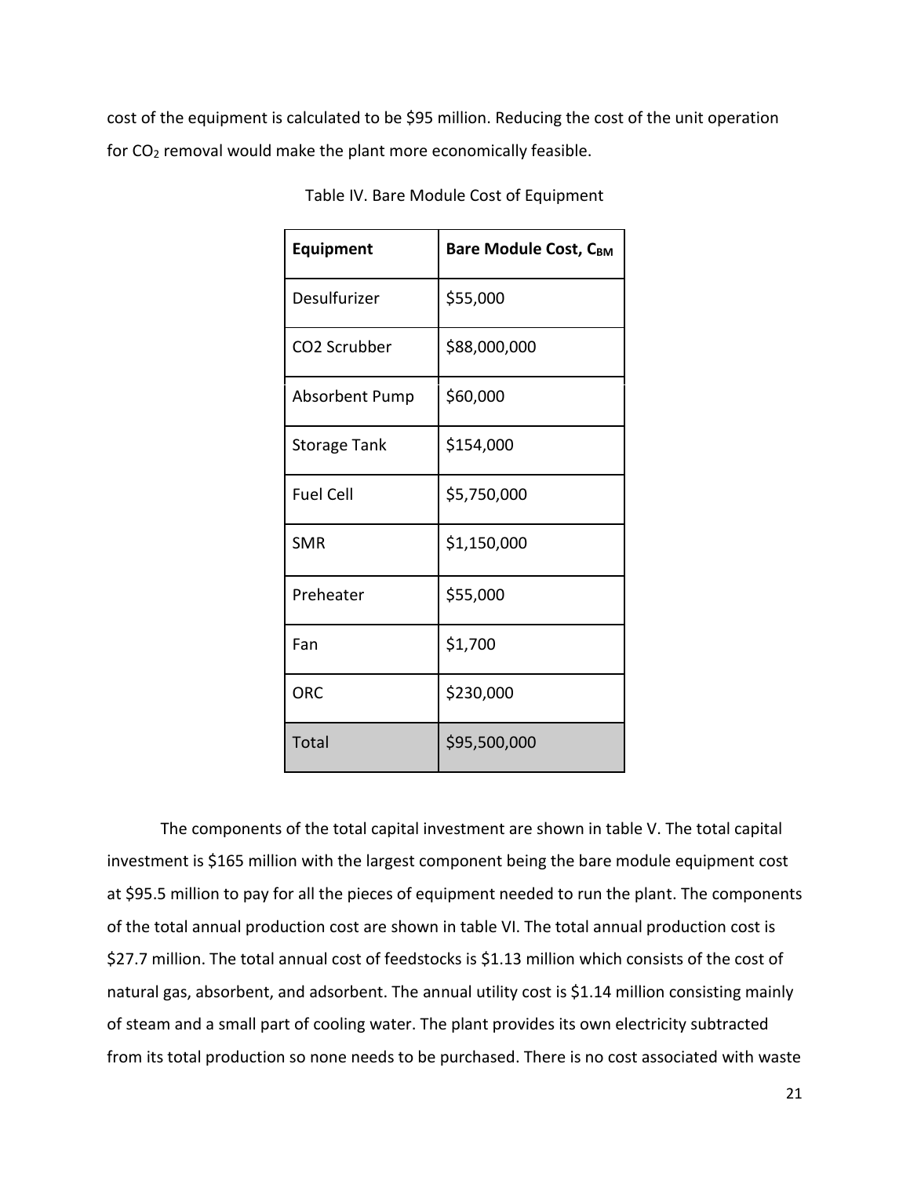cost of the equipment is calculated to be $95 million. Reducing the cost of the unit operation for $CO_2$ removal would make the plant more economically feasible.

Table IV. Bare Module Cost of Equipment

| **Equipment** | **Bare Module Cost, $C_{BM}$** |
|---|---|
| Desulfurizer | $55,000 |
| CO2 Scrubber | $88,000,000 |
| Absorbent Pump | $60,000 |
| Storage Tank | $154,000 |
| Fuel Cell | $5,750,000 |
| SMR | $1,150,000 |
| Preheater | $55,000 |
| Fan | $1,700 |
| ORC | $230,000 |
| Total | $95,500,000 |

The components of the total capital investment are shown in table V. The total capital investment is $165 million with the largest component being the bare module equipment cost at $95.5 million to pay for all the pieces of equipment needed to run the plant. The components of the total annual production cost are shown in table VI. The total annual production cost is $27.7 million. The total annual cost of feedstocks is $1.13 million which consists of the cost of natural gas, absorbent, and adsorbent. The annual utility cost is $1.14 million consisting mainly of steam and a small part of cooling water. The plant provides its own electricity subtracted from its total production so none needs to be purchased. There is no cost associated with waste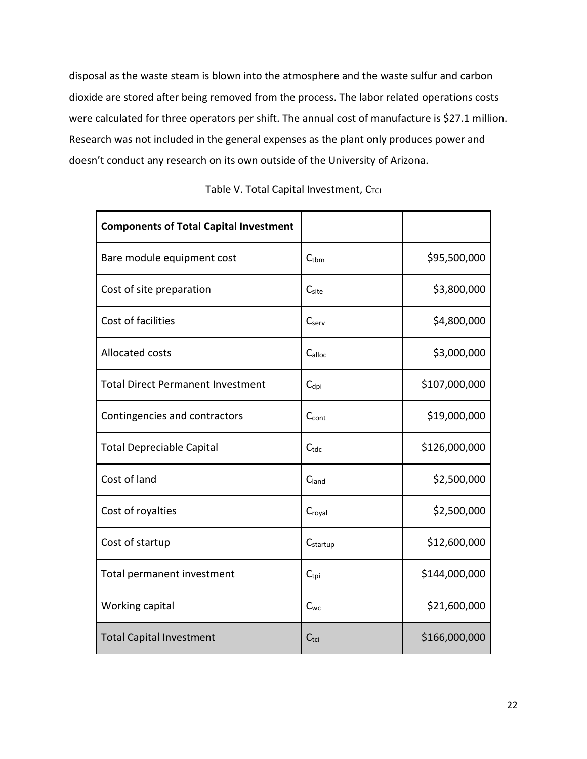disposal as the waste steam is blown into the atmosphere and the waste sulfur and carbon dioxide are stored after being removed from the process. The labor related operations costs were calculated for three operators per shift. The annual cost of manufacture is $27.1 million. Research was not included in the general expenses as the plant only produces power and doesn't conduct any research on its own outside of the University of Arizona.

Table V. Total Capital Investment, $C_{TCI}$

| **Components of Total Capital Investment** | | |
|---|---|---|
| Bare module equipment cost | $C_{tbm}$ | $95,500,000 |
| Cost of site preparation | $C_{site}$ | $3,800,000 |
| Cost of facilities | $C_{serv}$ | $4,800,000 |
| Allocated costs | $C_{alloc}$ | $3,000,000 |
| Total Direct Permanent Investment | $C_{dpi}$ | $107,000,000 |
| Contingencies and contractors | $C_{cont}$ | $19,000,000 |
| Total Depreciable Capital | $C_{tdc}$ | $126,000,000 |
| Cost of land | $C_{land}$ | $2,500,000 |
| Cost of royalties | $C_{royal}$ | $2,500,000 |
| Cost of startup | $C_{startup}$ | $12,600,000 |
| Total permanent investment | $C_{tpi}$ | $144,000,000 |
| Working capital | $C_{wc}$ | $21,600,000 |
| Total Capital Investment | $C_{tci}$ | $166,000,000 |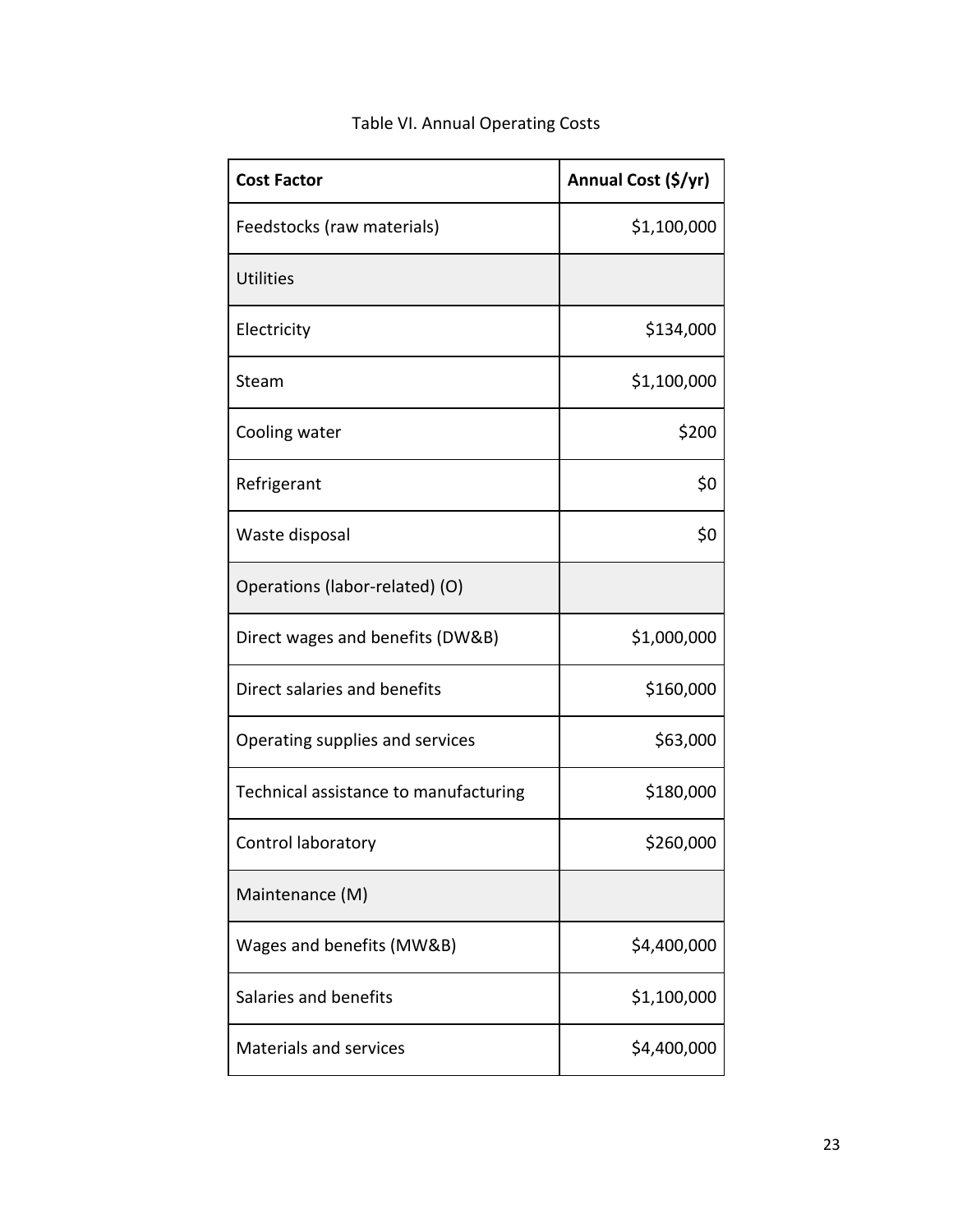Table VI. Annual Operating Costs

| Cost Factor | Annual Cost ($/yr) |
|---|---|
| Feedstocks (raw materials) | $1,100,000 |
| Utilities | |
| Electricity | $134,000 |
| Steam | $1,100,000 |
| Cooling water | $200 |
| Refrigerant | $0 |
| Waste disposal | $0 |
| Operations (labor-related) (O) | |
| Direct wages and benefits (DW&B) | $1,000,000 |
| Direct salaries and benefits | $160,000 |
| Operating supplies and services | $63,000 |
| Technical assistance to manufacturing | $180,000 |
| Control laboratory | $260,000 |
| Maintenance (M) | |
| Wages and benefits (MW&B) | $4,400,000 |
| Salaries and benefits | $1,100,000 |
| Materials and services | $4,400,000 |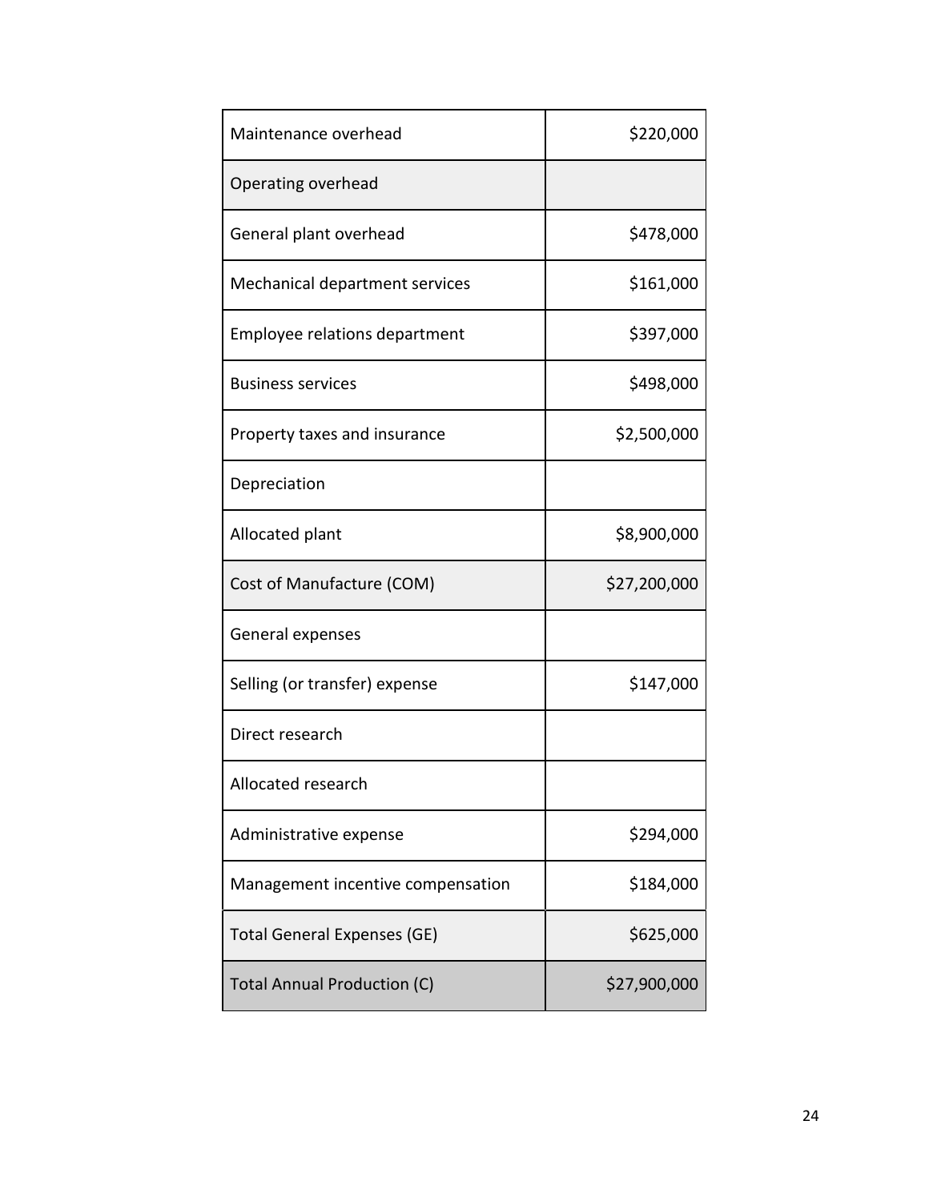| | |
|---|---|
| Maintenance overhead | $220,000 |
| Operating overhead | |
| General plant overhead | $478,000 |
| Mechanical department services | $161,000 |
| Employee relations department | $397,000 |
| Business services | $498,000 |
| Property taxes and insurance | $2,500,000 |
| Depreciation | |
| Allocated plant | $8,900,000 |
| Cost of Manufacture (COM) | $27,200,000 |
| General expenses | |
| Selling (or transfer) expense | $147,000 |
| Direct research | |
| Allocated research | |
| Administrative expense | $294,000 |
| Management incentive compensation | $184,000 |
| Total General Expenses (GE) | $625,000 |
| Total Annual Production (C) | $27,900,000 |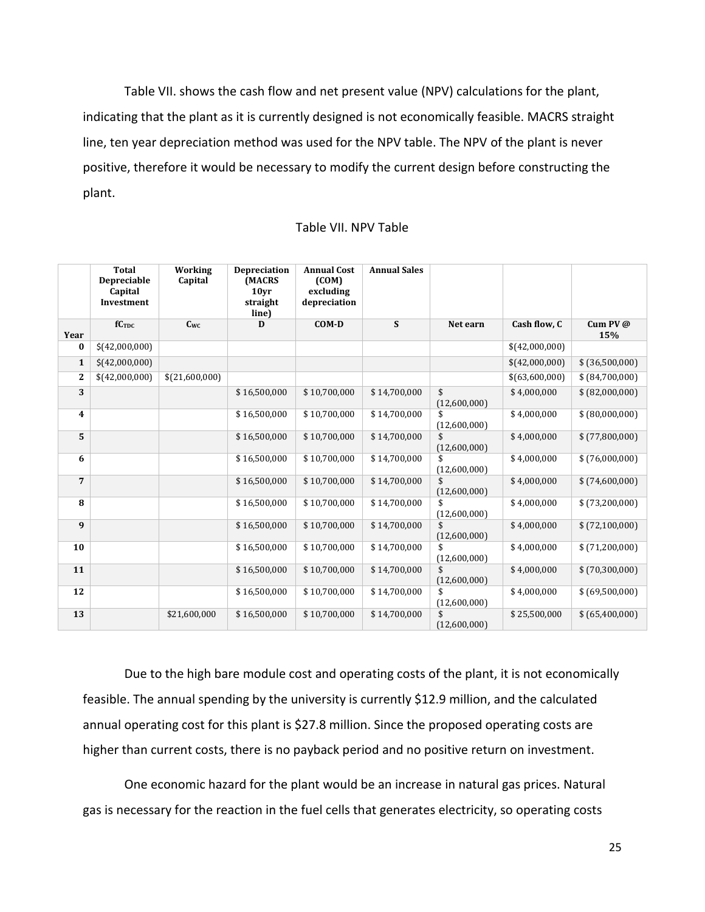Table VII. shows the cash flow and net present value (NPV) calculations for the plant, indicating that the plant as it is currently designed is not economically feasible. MACRS straight line, ten year depreciation method was used for the NPV table. The NPV of the plant is never positive, therefore it would be necessary to modify the current design before constructing the plant.

Table VII. NPV Table

| | **Total Depreciable Capital Investment** | **Working Capital** | **Depreciation (MACRS 10yr straight line)** | **Annual Cost (COM) excluding depreciation** | **Annual Sales** | | | |
|---|---|---|---|---|---|---|---|---|
| **Year** | **$fC_{TDC}$** | **$C_{WC}$** | **D** | **COM-D** | **S** | **Net earn** | **Cash flow, C** | **Cum PV @ 15%** |
| **0** | $(42,000,000) | | | | | | $(42,000,000) | |
| **1** | $(42,000,000) | | | | | | $(42,000,000) | $ (36,500,000) |
| **2** | $(42,000,000) | $(21,600,000) | | | | | $(63,600,000) | $ (84,700,000) |
| **3** | | | $ 16,500,000 | $ 10,700,000 | $ 14,700,000 | $ (12,600,000) | $ 4,000,000 | $ (82,000,000) |
| **4** | | | $ 16,500,000 | $ 10,700,000 | $ 14,700,000 | $ (12,600,000) | $ 4,000,000 | $ (80,000,000) |
| **5** | | | $ 16,500,000 | $ 10,700,000 | $ 14,700,000 | $ (12,600,000) | $ 4,000,000 | $ (77,800,000) |
| **6** | | | $ 16,500,000 | $ 10,700,000 | $ 14,700,000 | $ (12,600,000) | $ 4,000,000 | $ (76,000,000) |
| **7** | | | $ 16,500,000 | $ 10,700,000 | $ 14,700,000 | $ (12,600,000) | $ 4,000,000 | $ (74,600,000) |
| **8** | | | $ 16,500,000 | $ 10,700,000 | $ 14,700,000 | $ (12,600,000) | $ 4,000,000 | $ (73,200,000) |
| **9** | | | $ 16,500,000 | $ 10,700,000 | $ 14,700,000 | $ (12,600,000) | $ 4,000,000 | $ (72,100,000) |
| **10** | | | $ 16,500,000 | $ 10,700,000 | $ 14,700,000 | $ (12,600,000) | $ 4,000,000 | $ (71,200,000) |
| **11** | | | $ 16,500,000 | $ 10,700,000 | $ 14,700,000 | $ (12,600,000) | $ 4,000,000 | $ (70,300,000) |
| **12** | | | $ 16,500,000 | $ 10,700,000 | $ 14,700,000 | $ (12,600,000) | $ 4,000,000 | $ (69,500,000) |
| **13** | | $21,600,000 | $ 16,500,000 | $ 10,700,000 | $ 14,700,000 | $ (12,600,000) | $ 25,500,000 | $ (65,400,000) |

Due to the high bare module cost and operating costs of the plant, it is not economically feasible. The annual spending by the university is currently $12.9 million, and the calculated annual operating cost for this plant is $27.8 million. Since the proposed operating costs are higher than current costs, there is no payback period and no positive return on investment.

One economic hazard for the plant would be an increase in natural gas prices. Natural gas is necessary for the reaction in the fuel cells that generates electricity, so operating costs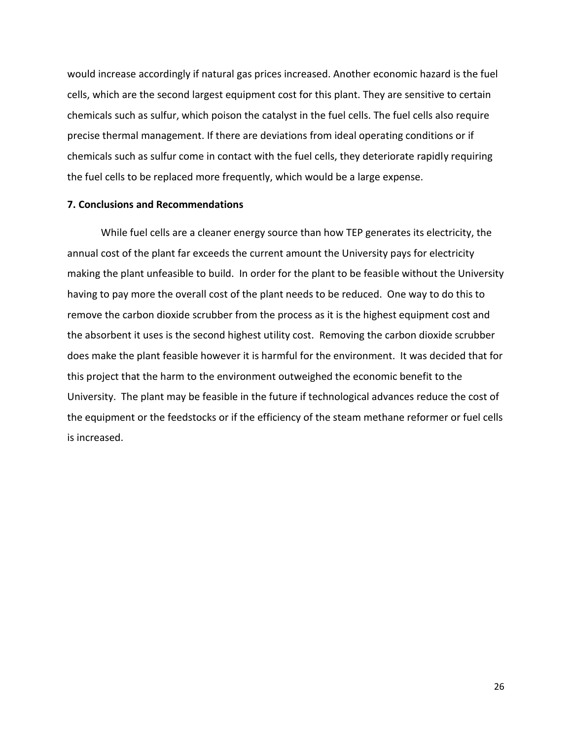would increase accordingly if natural gas prices increased. Another economic hazard is the fuel cells, which are the second largest equipment cost for this plant. They are sensitive to certain chemicals such as sulfur, which poison the catalyst in the fuel cells. The fuel cells also require precise thermal management. If there are deviations from ideal operating conditions or if chemicals such as sulfur come in contact with the fuel cells, they deteriorate rapidly requiring the fuel cells to be replaced more frequently, which would be a large expense.

## 7. Conclusions and Recommendations

While fuel cells are a cleaner energy source than how TEP generates its electricity, the annual cost of the plant far exceeds the current amount the University pays for electricity making the plant unfeasible to build. In order for the plant to be feasible without the University having to pay more the overall cost of the plant needs to be reduced. One way to do this to remove the carbon dioxide scrubber from the process as it is the highest equipment cost and the absorbent it uses is the second highest utility cost. Removing the carbon dioxide scrubber does make the plant feasible however it is harmful for the environment. It was decided that for this project that the harm to the environment outweighed the economic benefit to the University. The plant may be feasible in the future if technological advances reduce the cost of the equipment or the feedstocks or if the efficiency of the steam methane reformer or fuel cells is increased.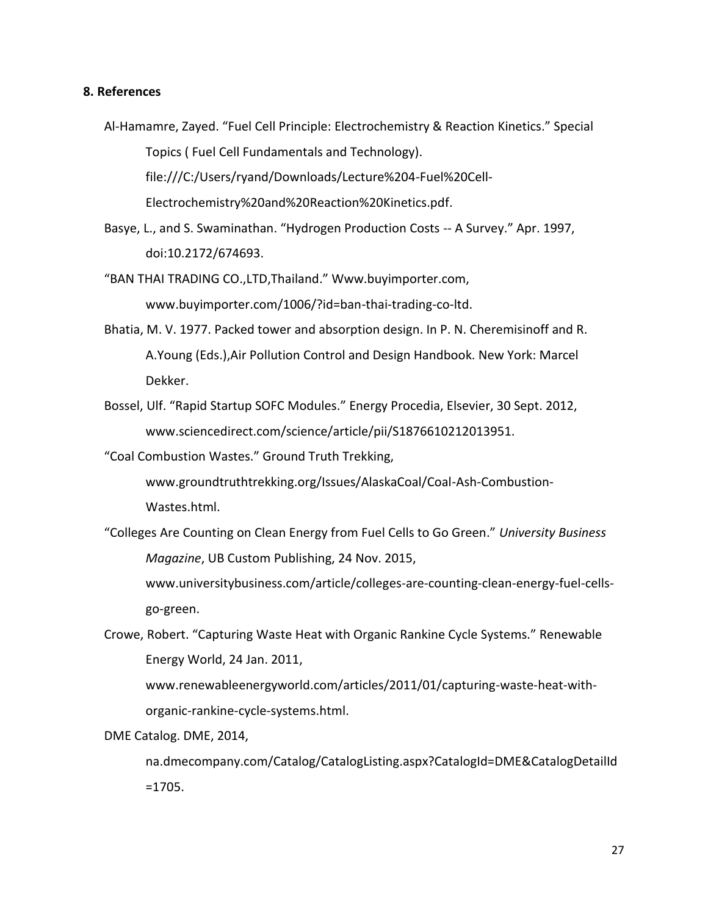## 8. References

Al-Hamamre, Zayed. "Fuel Cell Principle: Electrochemistry & Reaction Kinetics." Special Topics ( Fuel Cell Fundamentals and Technology). file:///C:/Users/ryand/Downloads/Lecture%204-Fuel%20Cell-Electrochemistry%20and%20Reaction%20Kinetics.pdf.

Basye, L., and S. Swaminathan. "Hydrogen Production Costs -- A Survey." Apr. 1997, doi:10.2172/674693.

"BAN THAI TRADING CO.,LTD,Thailand." Www.buyimporter.com, www.buyimporter.com/1006/?id=ban-thai-trading-co-ltd.

Bhatia, M. V. 1977. Packed tower and absorption design. In P. N. Cheremisinoff and R. A.Young (Eds.),Air Pollution Control and Design Handbook. New York: Marcel Dekker.

Bossel, Ulf. "Rapid Startup SOFC Modules." Energy Procedia, Elsevier, 30 Sept. 2012, www.sciencedirect.com/science/article/pii/S1876610212013951.

"Coal Combustion Wastes." Ground Truth Trekking, www.groundtruthtrekking.org/Issues/AlaskaCoal/Coal-Ash-Combustion-Wastes.html.

"Colleges Are Counting on Clean Energy from Fuel Cells to Go Green." *University Business Magazine*, UB Custom Publishing, 24 Nov. 2015, www.universitybusiness.com/article/colleges-are-counting-clean-energy-fuel-cells-go-green.

Crowe, Robert. "Capturing Waste Heat with Organic Rankine Cycle Systems." Renewable Energy World, 24 Jan. 2011, www.renewableenergyworld.com/articles/2011/01/capturing-waste-heat-with-organic-rankine-cycle-systems.html.

DME Catalog. DME, 2014, na.dmecompany.com/Catalog/CatalogListing.aspx?CatalogId=DME&CatalogDetailId=1705.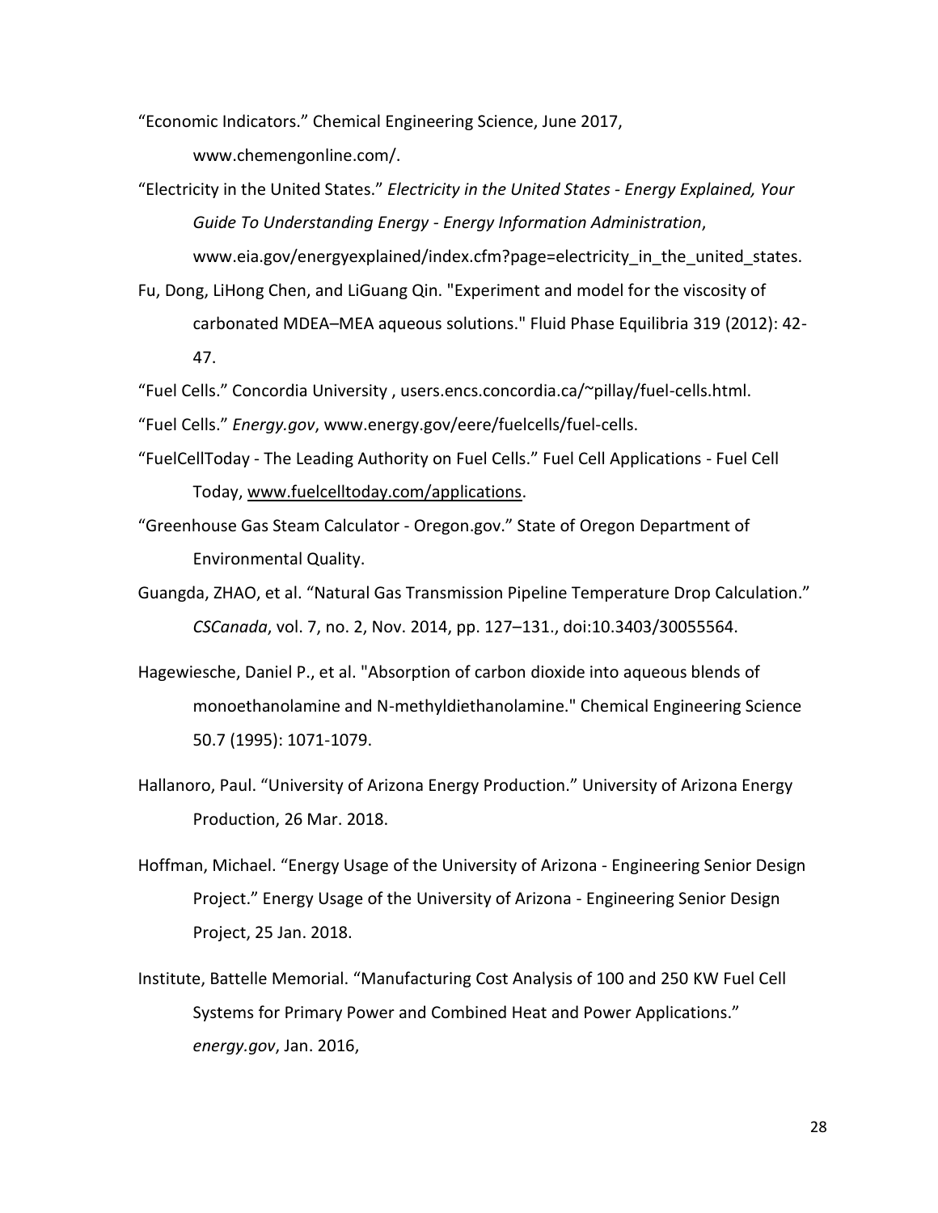“Economic Indicators.” Chemical Engineering Science, June 2017, www.chemengonline.com/.

“Electricity in the United States.” *Electricity in the United States - Energy Explained, Your Guide To Understanding Energy - Energy Information Administration*, www.eia.gov/energyexplained/index.cfm?page=electricity_in_the_united_states.

Fu, Dong, LiHong Chen, and LiGuang Qin. "Experiment and model for the viscosity of carbonated MDEA–MEA aqueous solutions." Fluid Phase Equilibria 319 (2012): 42-47.

“Fuel Cells.” Concordia University , users.encs.concordia.ca/~pillay/fuel-cells.html.

“Fuel Cells.” *Energy.gov*, www.energy.gov/eere/fuelcells/fuel-cells.

“FuelCellToday - The Leading Authority on Fuel Cells.” Fuel Cell Applications - Fuel Cell Today, www.fuelcelltoday.com/applications.

“Greenhouse Gas Steam Calculator - Oregon.gov.” State of Oregon Department of Environmental Quality.

Guangda, ZHAO, et al. “Natural Gas Transmission Pipeline Temperature Drop Calculation.” *CSCanada*, vol. 7, no. 2, Nov. 2014, pp. 127–131., doi:10.3403/30055564.

Hagewiesche, Daniel P., et al. "Absorption of carbon dioxide into aqueous blends of monoethanolamine and N-methyldiethanolamine." Chemical Engineering Science 50.7 (1995): 1071-1079.

Hallanoro, Paul. “University of Arizona Energy Production.” University of Arizona Energy Production, 26 Mar. 2018.

Hoffman, Michael. “Energy Usage of the University of Arizona - Engineering Senior Design Project.” Energy Usage of the University of Arizona - Engineering Senior Design Project, 25 Jan. 2018.

Institute, Battelle Memorial. “Manufacturing Cost Analysis of 100 and 250 KW Fuel Cell Systems for Primary Power and Combined Heat and Power Applications.” *energy.gov*, Jan. 2016,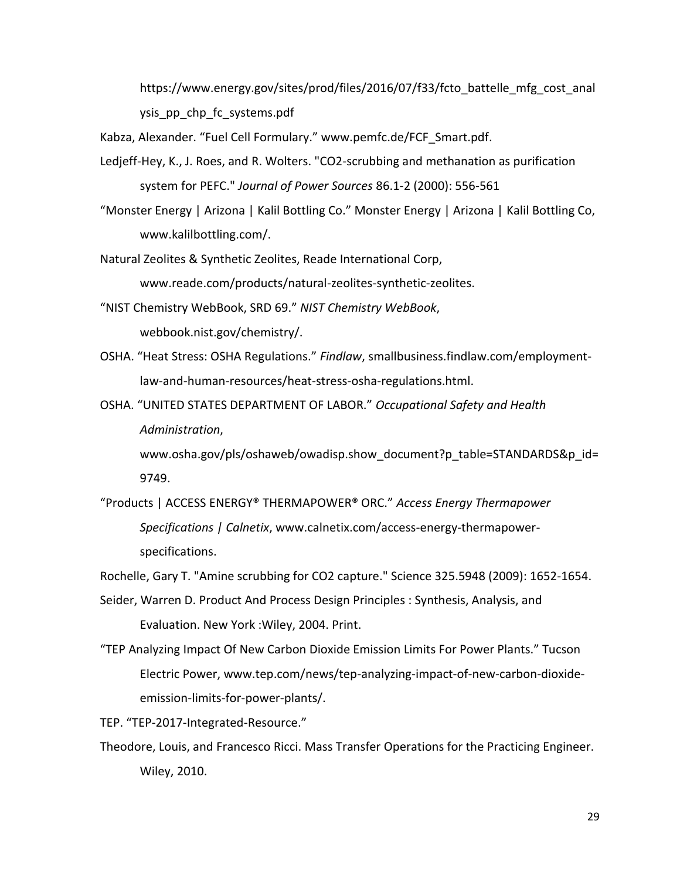https://www.energy.gov/sites/prod/files/2016/07/f33/fcto_battelle_mfg_cost_analysis_pp_chp_fc_systems.pdf

Kabza, Alexander. "Fuel Cell Formulary." www.pemfc.de/FCF_Smart.pdf.

Ledjeff-Hey, K., J. Roes, and R. Wolters. "CO2-scrubbing and methanation as purification system for PEFC." *Journal of Power Sources* 86.1-2 (2000): 556-561

"Monster Energy | Arizona | Kalil Bottling Co." Monster Energy | Arizona | Kalil Bottling Co, www.kalilbottling.com/.

Natural Zeolites & Synthetic Zeolites, Reade International Corp, www.reade.com/products/natural-zeolites-synthetic-zeolites.

"NIST Chemistry WebBook, SRD 69." *NIST Chemistry WebBook*, webbook.nist.gov/chemistry/.

OSHA. "Heat Stress: OSHA Regulations." *Findlaw*, smallbusiness.findlaw.com/employment-law-and-human-resources/heat-stress-osha-regulations.html.

OSHA. "UNITED STATES DEPARTMENT OF LABOR." *Occupational Safety and Health Administration*, www.osha.gov/pls/oshaweb/owadisp.show_document?p_table=STANDARDS&p_id=9749.

"Products | ACCESS ENERGY® THERMAPOWER® ORC." *Access Energy Thermapower Specifications | Calnetix*, www.calnetix.com/access-energy-thermapower-specifications.

Rochelle, Gary T. "Amine scrubbing for CO2 capture." Science 325.5948 (2009): 1652-1654.

Seider, Warren D. Product And Process Design Principles : Synthesis, Analysis, and Evaluation. New York :Wiley, 2004. Print.

"TEP Analyzing Impact Of New Carbon Dioxide Emission Limits For Power Plants." Tucson Electric Power, www.tep.com/news/tep-analyzing-impact-of-new-carbon-dioxide-emission-limits-for-power-plants/.

TEP. "TEP-2017-Integrated-Resource."

Theodore, Louis, and Francesco Ricci. Mass Transfer Operations for the Practicing Engineer. Wiley, 2010.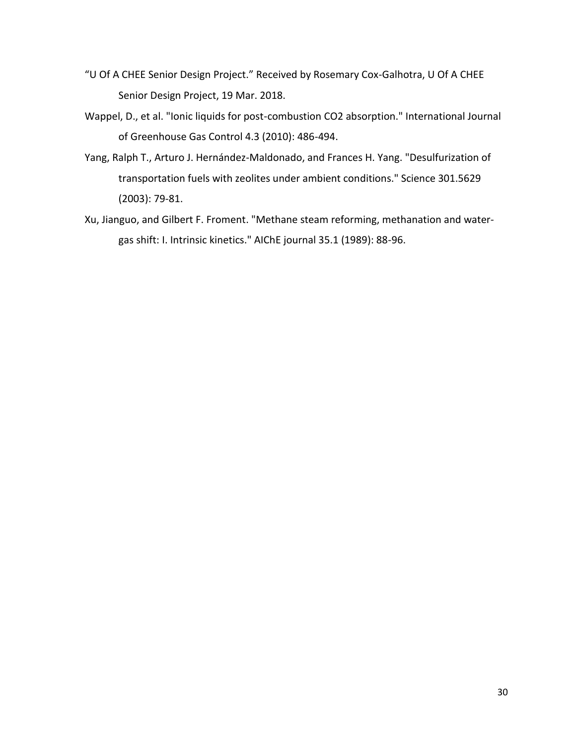"U Of A CHEE Senior Design Project." Received by Rosemary Cox-Galhotra, U Of A CHEE Senior Design Project, 19 Mar. 2018.

Wappel, D., et al. "Ionic liquids for post-combustion $CO_2$ absorption." International Journal of Greenhouse Gas Control 4.3 (2010): 486-494.

Yang, Ralph T., Arturo J. Hernández-Maldonado, and Frances H. Yang. "Desulfurization of transportation fuels with zeolites under ambient conditions." Science 301.5629 (2003): 79-81.

Xu, Jianguo, and Gilbert F. Froment. "Methane steam reforming, methanation and water-gas shift: I. Intrinsic kinetics." AIChE journal 35.1 (1989): 88-96.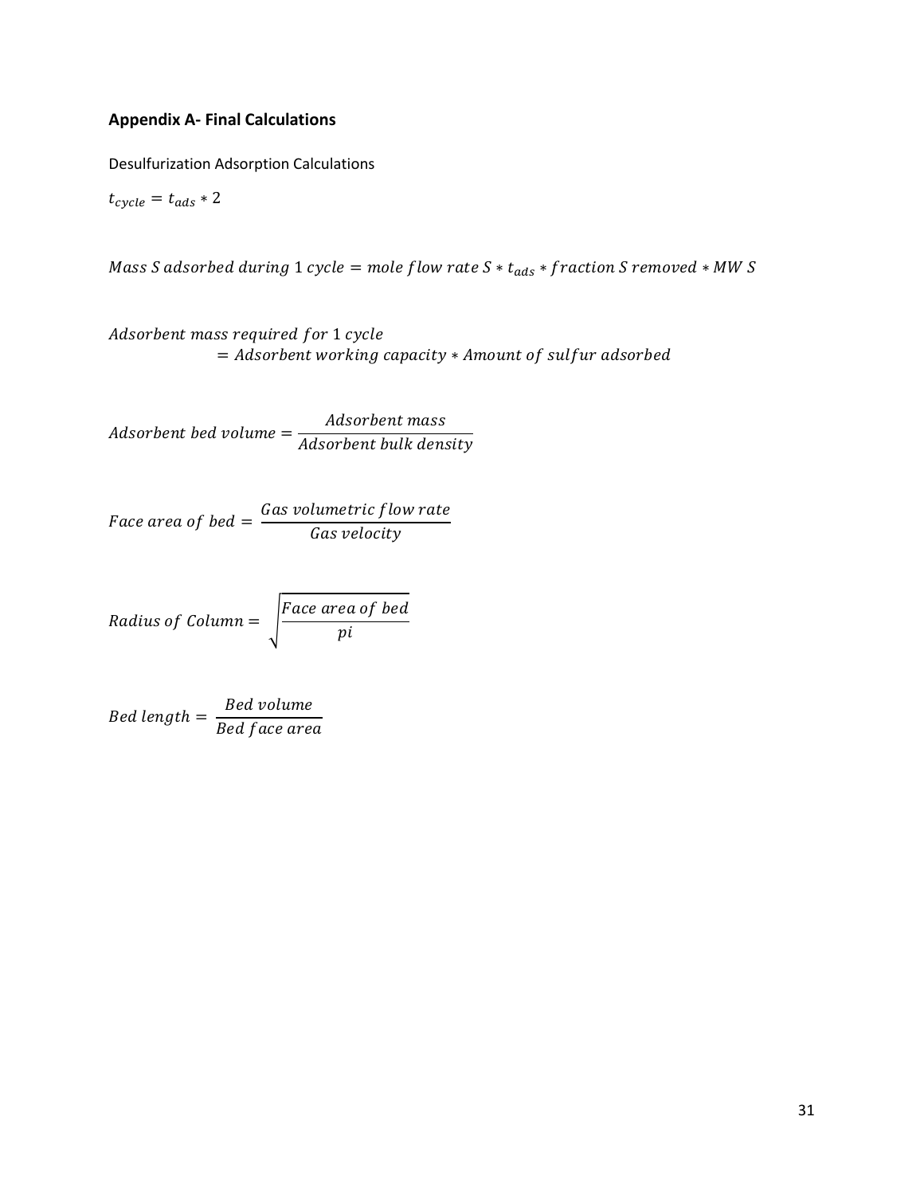## Appendix A- Final Calculations

Desulfurization Adsorption Calculations

$$t_{cycle} = t_{ads} * 2$$

$$Mass\ S\ adsorbed\ during\ 1\ cycle = mole\ flow\ rate\ S * t_{ads} * fraction\ S\ removed * MW\ S$$

$$Adsorbent\ mass\ required\ for\ 1\ cycle = Adsorbent\ working\ capacity * Amount\ of\ sulfur\ adsorbed$$

$$Adsorbent\ bed\ volume = \frac{Adsorbent\ mass}{Adsorbent\ bulk\ density}$$

$$Face\ area\ of\ bed = \frac{Gas\ volumetric\ flow\ rate}{Gas\ velocity}$$

$$Radius\ of\ Column = \sqrt{\frac{Face\ area\ of\ bed}{pi}}$$

$$Bed\ length = \frac{Bed\ volume}{Bed\ face\ area}$$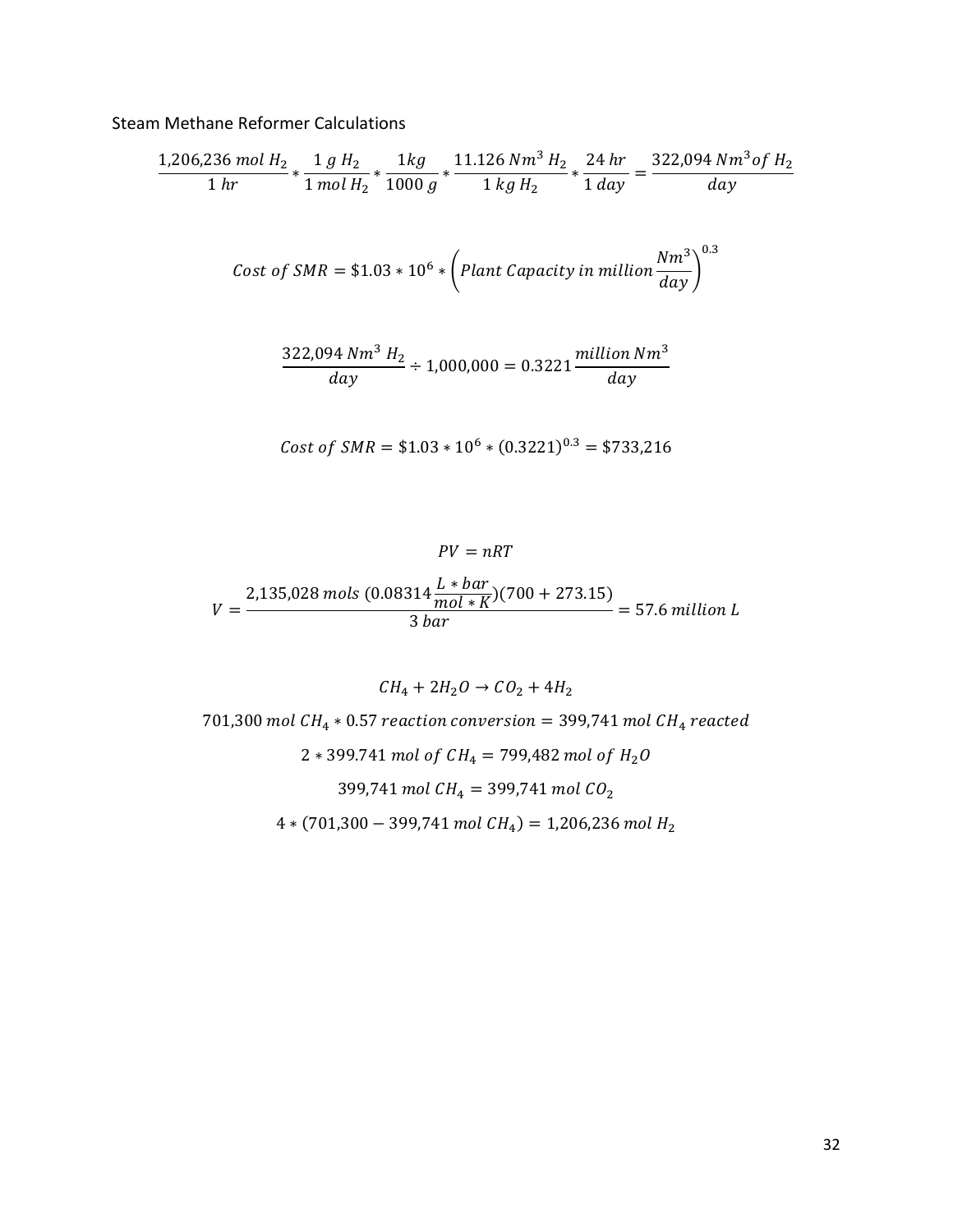Steam Methane Reformer Calculations

$$\frac{1{,}206{,}236\ mol\ H_2}{1\ hr} * \frac{1\ g\ H_2}{1\ mol\ H_2} * \frac{1kg}{1000\ g} * \frac{11.126\ Nm^3\ H_2}{1\ kg\ H_2} * \frac{24\ hr}{1\ day} = \frac{322{,}094\ Nm^3 of\ H_2}{day}$$

$$Cost\ of\ SMR = \$1.03 * 10^6 * \left(Plant\ Capacity\ in\ million\ \frac{Nm^3}{day}\right)^{0.3}$$

$$\frac{322{,}094\ Nm^3\ H_2}{day} \div 1{,}000{,}000 = 0.3221 \frac{million\ Nm^3}{day}$$

$$Cost\ of\ SMR = \$1.03 * 10^6 * (0.3221)^{0.3} = \$733{,}216$$

$$PV = nRT$$

$$V = \frac{2{,}135{,}028\ mols\ (0.08314 \frac{L * bar}{mol * K})(700 + 273.15)}{3\ bar} = 57.6\ million\ L$$

$$CH_4 + 2H_2O \rightarrow CO_2 + 4H_2$$

$$701{,}300\ mol\ CH_4 * 0.57\ reaction\ conversion = 399{,}741\ mol\ CH_4\ reacted$$

$$2 * 399.741\ mol\ of\ CH_4 = 799{,}482\ mol\ of\ H_2O$$

$$399{,}741\ mol\ CH_4 = 399{,}741\ mol\ CO_2$$

$$4 * (701{,}300 - 399{,}741\ mol\ CH_4) = 1{,}206{,}236\ mol\ H_2$$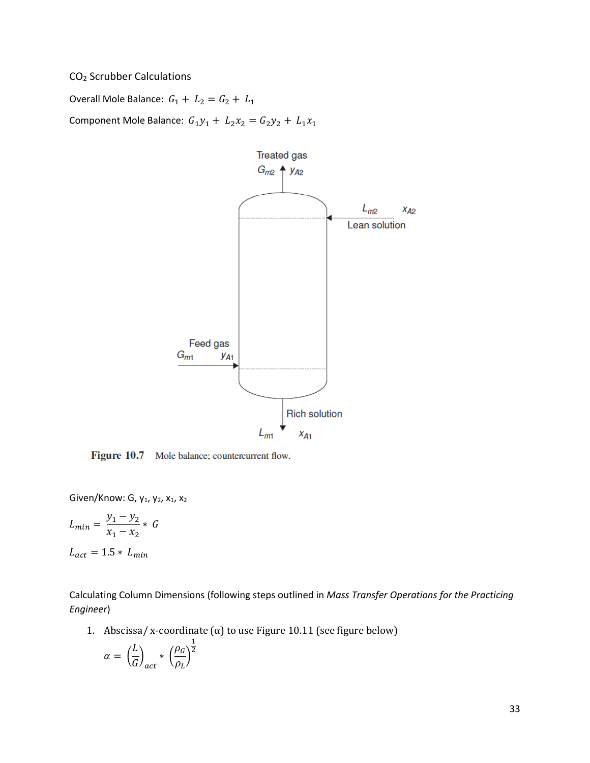$CO_2$ Scrubber Calculations

Overall Mole Balance: $G_1 + L_2 = G_2 + L_1$

Component Mole Balance: $G_1 y_1 + L_2 x_2 = G_2 y_2 + L_1 x_1$

Treated gas

$G_{m2}$ $y_{A2}$

$L_{m2}$ $x_{A2}$

Lean solution

Feed gas

$G_{m1}$ $y_{A1}$

Rich solution

$L_{m1}$ $x_{A1}$

**Figure 10.7** Mole balance; countercurrent flow.

Given/Know: G, $y_1$, $y_2$, $x_1$, $x_2$

$$L_{min} = \frac{y_1 - y_2}{x_1 - x_2} * G$$

$$L_{act} = 1.5 * L_{min}$$

Calculating Column Dimensions (following steps outlined in *Mass Transfer Operations for the Practicing Engineer*)

1. Abscissa/ x-coordinate ($\alpha$) to use Figure 10.11 (see figure below)

$$\alpha = \left(\frac{L}{G}\right)_{act} * \left(\frac{\rho_G}{\rho_L}\right)^{\frac{1}{2}}$$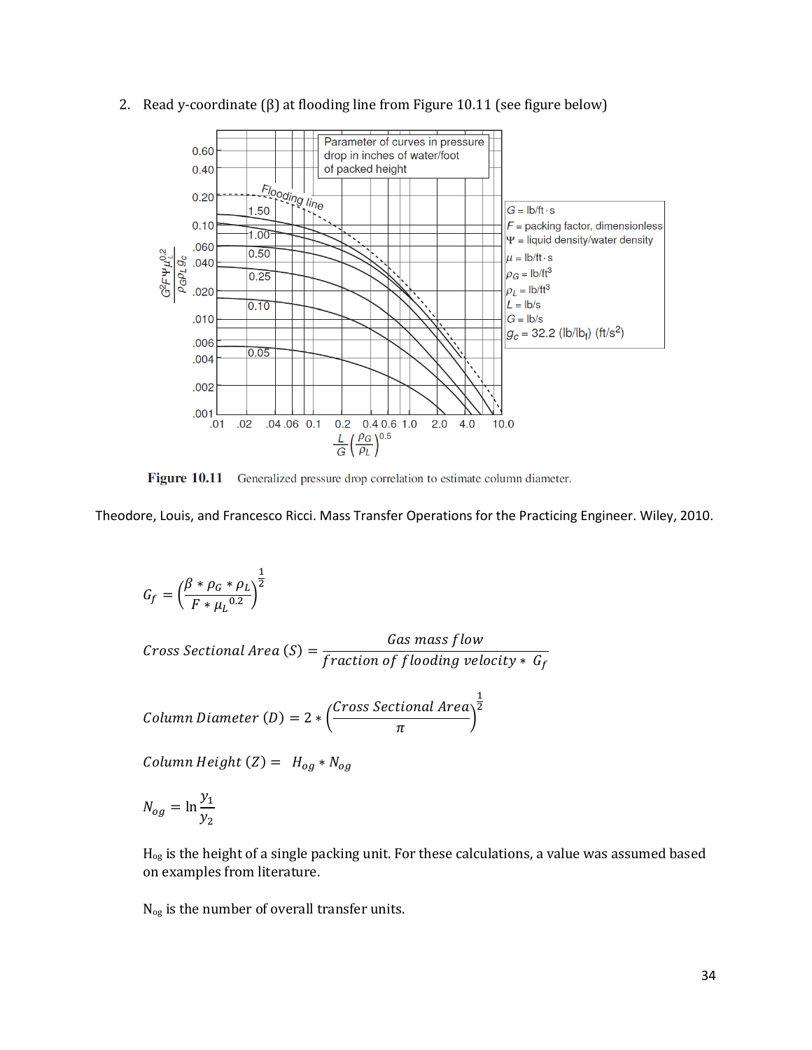2. Read y-coordinate (β) at flooding line from Figure 10.11 (see figure below)

Parameter of curves in pressure drop in inches of water/foot of packed height

Flooding line

1.50

1.00

0.50

0.25

0.10

0.05

0.60
0.40
0.20
0.10
.060
.040
.020
.010
.006
.004
.002
.001

$\frac{G^2 F \Psi \mu_L^{0.2}}{\rho_G \rho_L g_c}$

.01 .02 .04 .06 0.1 0.2 0.4 0.6 1.0 2.0 4.0 10.0

$\frac{L}{G}\left(\frac{\rho_G}{\rho_L}\right)^{0.5}$

$G$ = lb/ft · s
$F$ = packing factor, dimensionless
$\Psi$ = liquid density/water density
$\mu$ = lb/ft · s
$\rho_G$ = lb/ft$^3$
$\rho_L$ = lb/ft$^3$
$L$ = lb/s
$G$ = lb/s
$g_c$ = 32.2 (lb/lb$_f$) (ft/s$^2$)

**Figure 10.11** Generalized pressure drop correlation to estimate column diameter.

Theodore, Louis, and Francesco Ricci. Mass Transfer Operations for the Practicing Engineer. Wiley, 2010.

$$G_f = \left(\frac{\beta * \rho_G * \rho_L}{F * {\mu_L}^{0.2}}\right)^{\frac{1}{2}}$$

$$Cross\ Sectional\ Area\ (S) = \frac{Gas\ mass\ flow}{fraction\ of\ flooding\ velocity * G_f}$$

$$Column\ Diameter\ (D) = 2 * \left(\frac{Cross\ Sectional\ Area}{\pi}\right)^{\frac{1}{2}}$$

$$Column\ Height\ (Z) = H_{og} * N_{og}$$

$$N_{og} = \ln\frac{y_1}{y_2}$$

$H_{og}$ is the height of a single packing unit. For these calculations, a value was assumed based on examples from literature.

$N_{og}$ is the number of overall transfer units.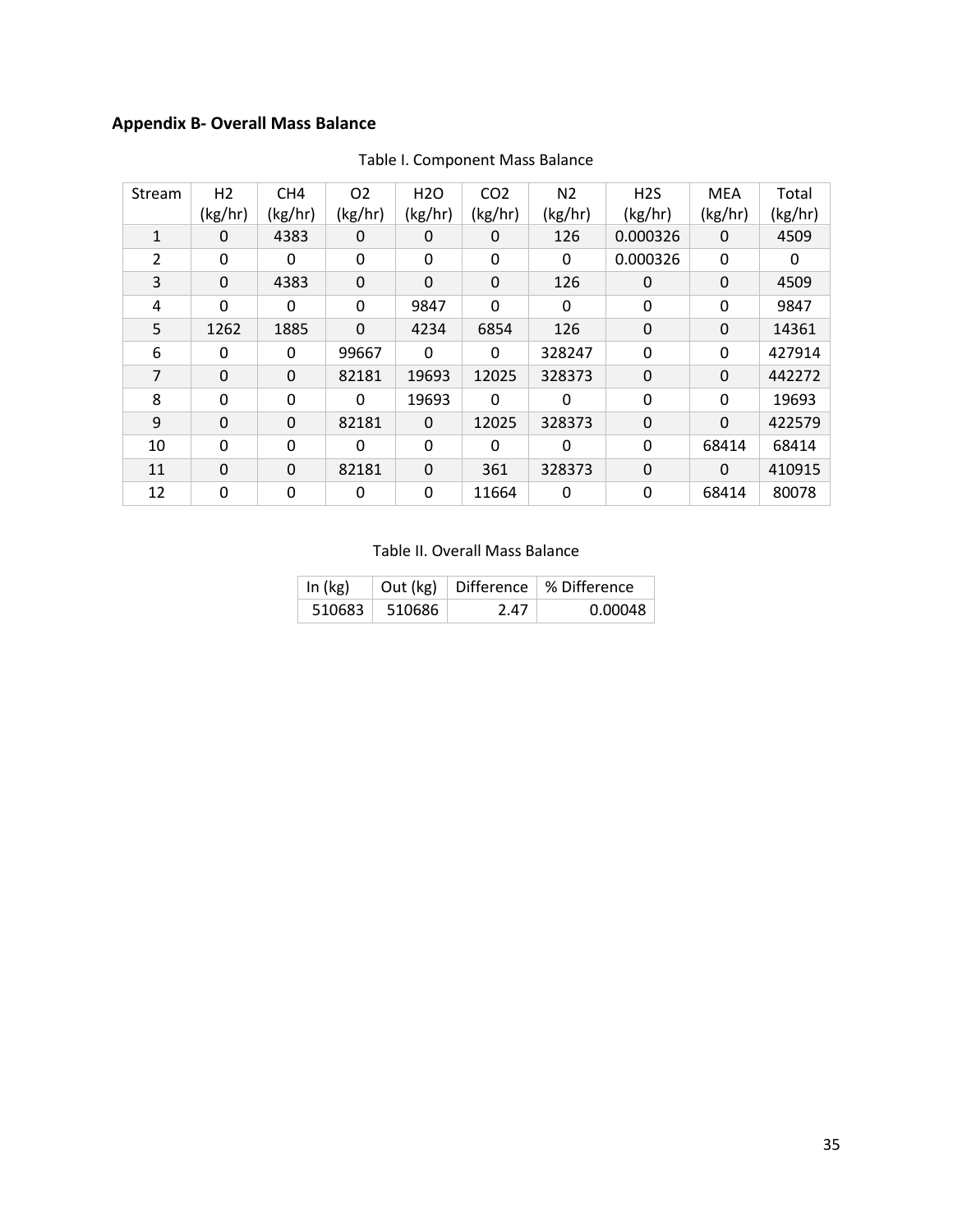## Appendix B- Overall Mass Balance

Table I. Component Mass Balance

| Stream | H2 (kg/hr) | CH4 (kg/hr) | O2 (kg/hr) | H2O (kg/hr) | CO2 (kg/hr) | N2 (kg/hr) | H2S (kg/hr) | MEA (kg/hr) | Total (kg/hr) |
|---|---|---|---|---|---|---|---|---|---|
| 1 | 0 | 4383 | 0 | 0 | 0 | 126 | 0.000326 | 0 | 4509 |
| 2 | 0 | 0 | 0 | 0 | 0 | 0 | 0.000326 | 0 | 0 |
| 3 | 0 | 4383 | 0 | 0 | 0 | 126 | 0 | 0 | 4509 |
| 4 | 0 | 0 | 0 | 9847 | 0 | 0 | 0 | 0 | 9847 |
| 5 | 1262 | 1885 | 0 | 4234 | 6854 | 126 | 0 | 0 | 14361 |
| 6 | 0 | 0 | 99667 | 0 | 0 | 328247 | 0 | 0 | 427914 |
| 7 | 0 | 0 | 82181 | 19693 | 12025 | 328373 | 0 | 0 | 442272 |
| 8 | 0 | 0 | 0 | 19693 | 0 | 0 | 0 | 0 | 19693 |
| 9 | 0 | 0 | 82181 | 0 | 12025 | 328373 | 0 | 0 | 422579 |
| 10 | 0 | 0 | 0 | 0 | 0 | 0 | 0 | 68414 | 68414 |
| 11 | 0 | 0 | 82181 | 0 | 361 | 328373 | 0 | 0 | 410915 |
| 12 | 0 | 0 | 0 | 0 | 11664 | 0 | 0 | 68414 | 80078 |

Table II. Overall Mass Balance

| In (kg) | Out (kg) | Difference | % Difference |
|---|---|---|---|
| 510683 | 510686 | 2.47 | 0.00048 |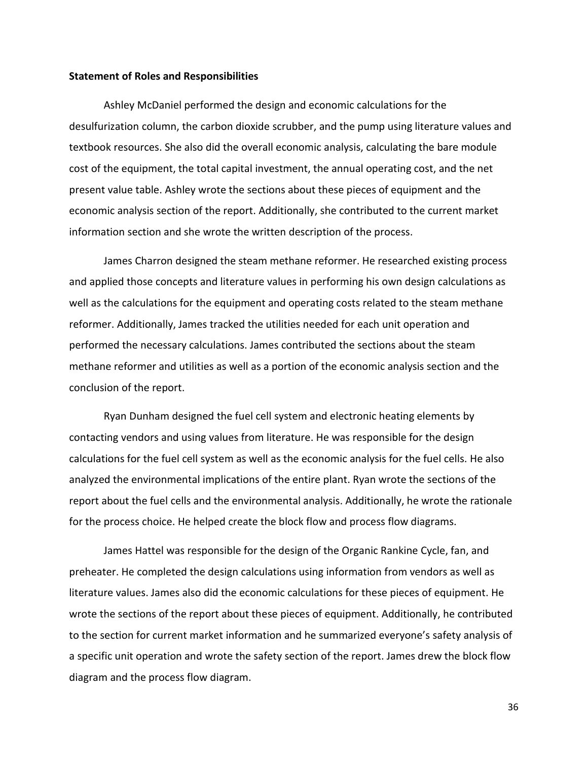**Statement of Roles and Responsibilities**

Ashley McDaniel performed the design and economic calculations for the desulfurization column, the carbon dioxide scrubber, and the pump using literature values and textbook resources. She also did the overall economic analysis, calculating the bare module cost of the equipment, the total capital investment, the annual operating cost, and the net present value table. Ashley wrote the sections about these pieces of equipment and the economic analysis section of the report. Additionally, she contributed to the current market information section and she wrote the written description of the process.

James Charron designed the steam methane reformer. He researched existing process and applied those concepts and literature values in performing his own design calculations as well as the calculations for the equipment and operating costs related to the steam methane reformer. Additionally, James tracked the utilities needed for each unit operation and performed the necessary calculations. James contributed the sections about the steam methane reformer and utilities as well as a portion of the economic analysis section and the conclusion of the report.

Ryan Dunham designed the fuel cell system and electronic heating elements by contacting vendors and using values from literature. He was responsible for the design calculations for the fuel cell system as well as the economic analysis for the fuel cells. He also analyzed the environmental implications of the entire plant. Ryan wrote the sections of the report about the fuel cells and the environmental analysis. Additionally, he wrote the rationale for the process choice. He helped create the block flow and process flow diagrams.

James Hattel was responsible for the design of the Organic Rankine Cycle, fan, and preheater. He completed the design calculations using information from vendors as well as literature values. James also did the economic calculations for these pieces of equipment. He wrote the sections of the report about these pieces of equipment. Additionally, he contributed to the section for current market information and he summarized everyone's safety analysis of a specific unit operation and wrote the safety section of the report. James drew the block flow diagram and the process flow diagram.